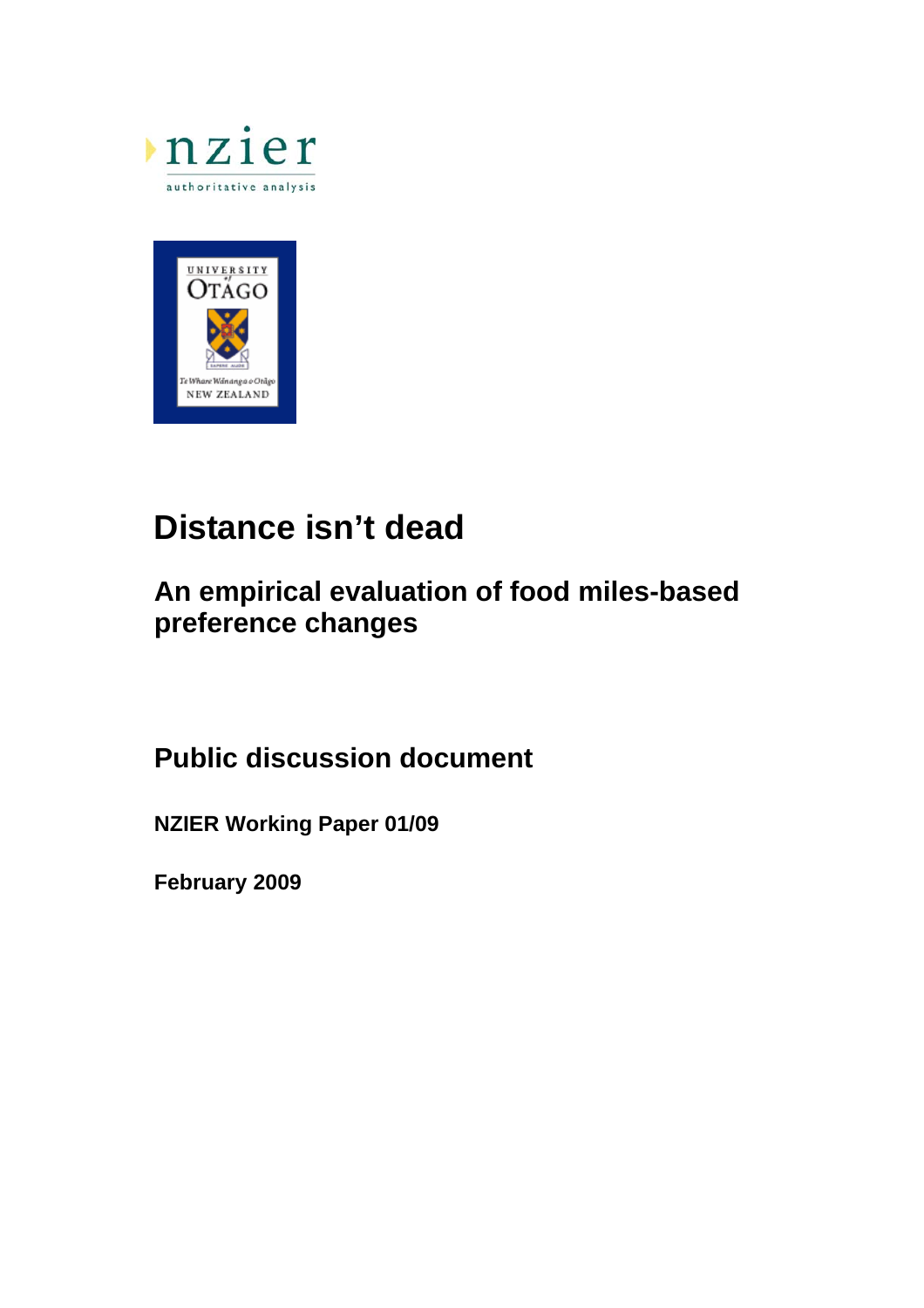# Distance isn't dead

## An empirical evaluation of food miles-based preference changes

## Public discussion document

**NZIER Working Paper 01/09**

**February 2009**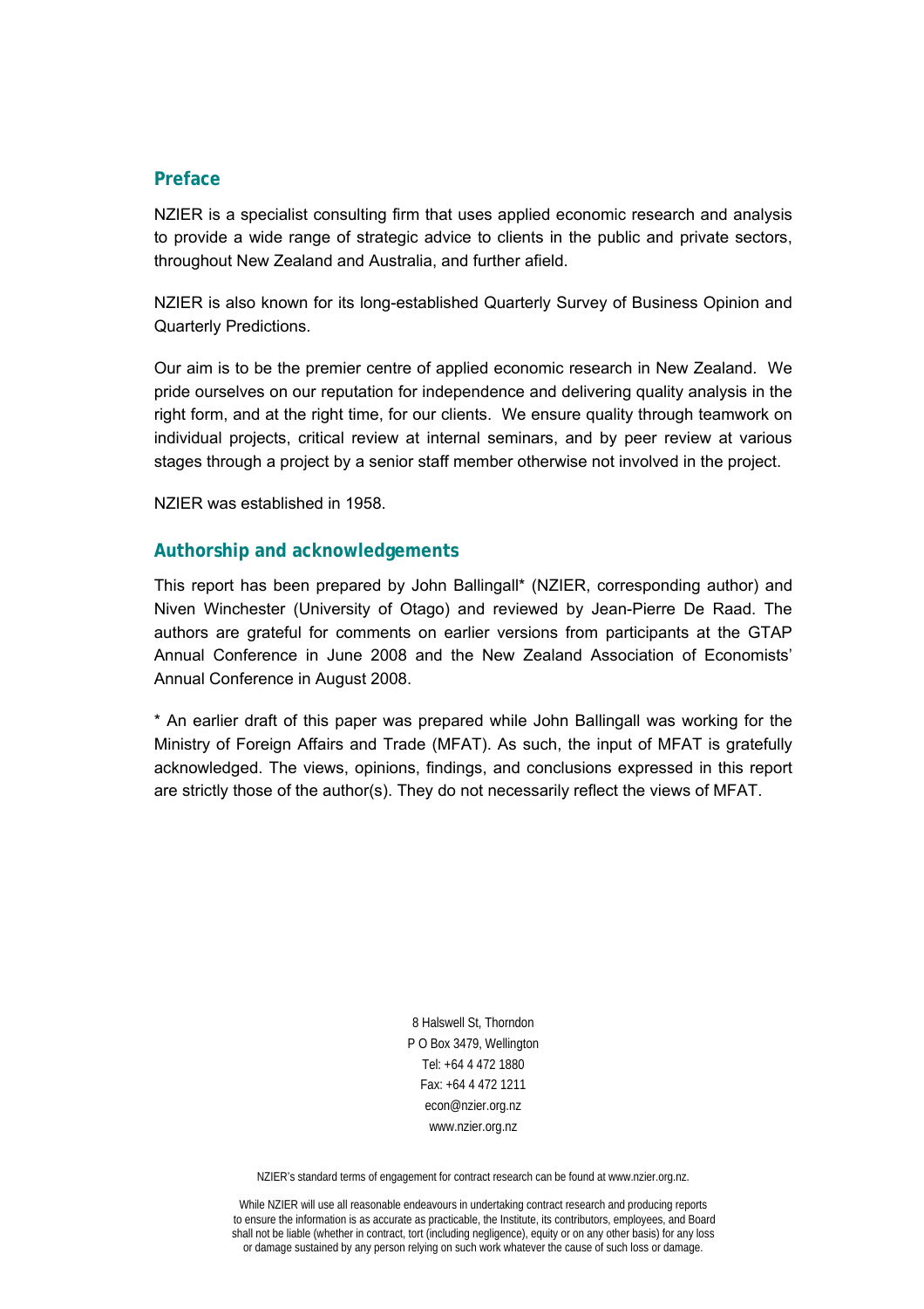## Preface

NZIER is a specialist consulting firm that uses applied economic research and analysis to provide a wide range of strategic advice to clients in the public and private sectors, throughout New Zealand and Australia, and further afield.

NZIER is also known for its long-established Quarterly Survey of Business Opinion and Quarterly Predictions.

Our aim is to be the premier centre of applied economic research in New Zealand. We pride ourselves on our reputation for independence and delivering quality analysis in the right form, and at the right time, for our clients. We ensure quality through teamwork on individual projects, critical review at internal seminars, and by peer review at various stages through a project by a senior staff member otherwise not involved in the project.

NZIER was established in 1958.

## Authorship and acknowledgements

This report has been prepared by John Ballingall* (NZIER, corresponding author) and Niven Winchester (University of Otago) and reviewed by Jean-Pierre De Raad. The authors are grateful for comments on earlier versions from participants at the GTAP Annual Conference in June 2008 and the New Zealand Association of Economists' Annual Conference in August 2008.

* An earlier draft of this paper was prepared while John Ballingall was working for the Ministry of Foreign Affairs and Trade (MFAT). As such, the input of MFAT is gratefully acknowledged. The views, opinions, findings, and conclusions expressed in this report are strictly those of the author(s). They do not necessarily reflect the views of MFAT.

8 Halswell St, Thorndon
P O Box 3479, Wellington
Tel: +64 4 472 1880
Fax: +64 4 472 1211
econ@nzier.org.nz
www.nzier.org.nz

NZIER's standard terms of engagement for contract research can be found at www.nzier.org.nz.

While NZIER will use all reasonable endeavours in undertaking contract research and producing reports to ensure the information is as accurate as practicable, the Institute, its contributors, employees, and Board shall not be liable (whether in contract, tort (including negligence), equity or on any other basis) for any loss or damage sustained by any person relying on such work whatever the cause of such loss or damage.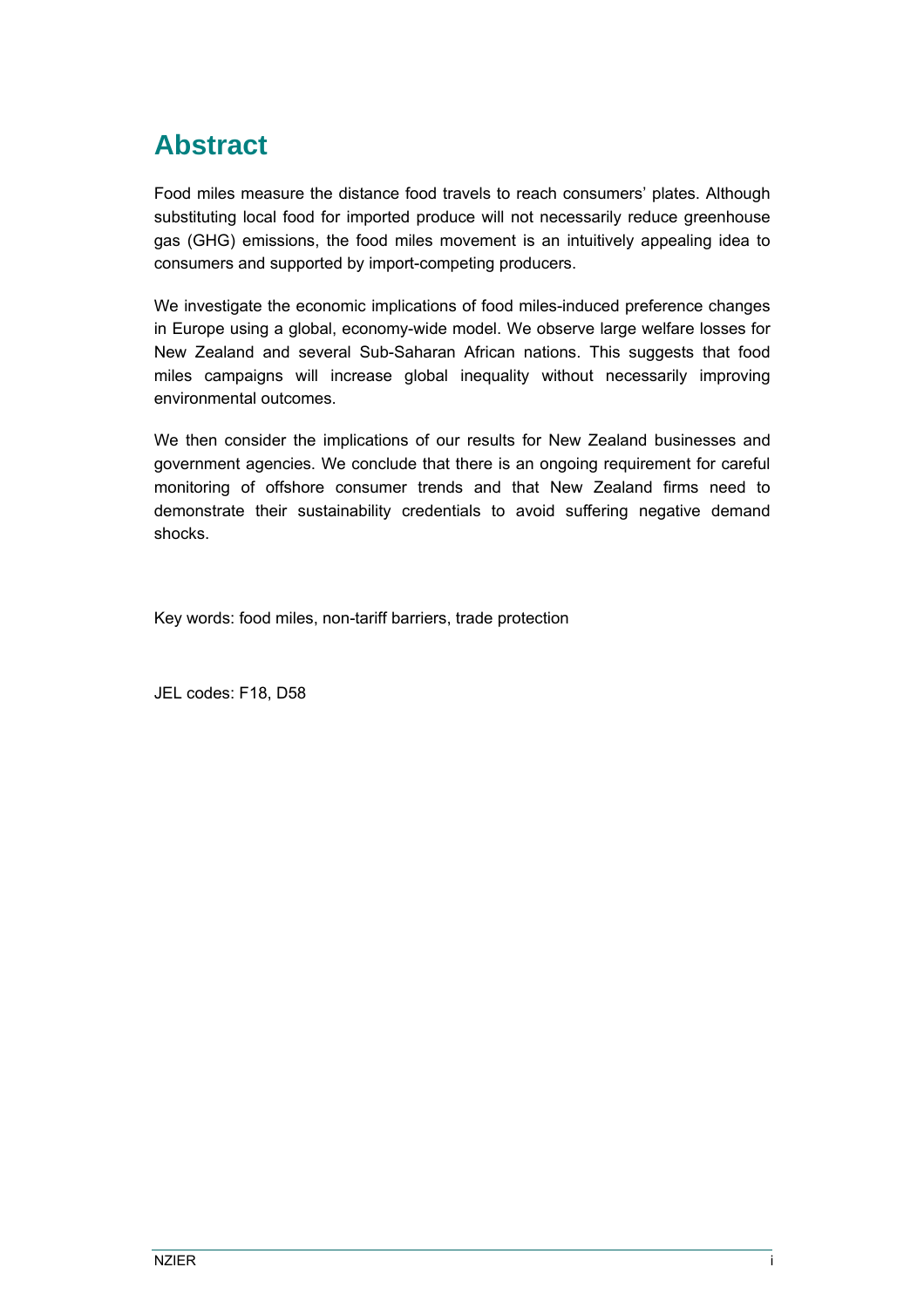# Abstract

Food miles measure the distance food travels to reach consumers' plates. Although substituting local food for imported produce will not necessarily reduce greenhouse gas (GHG) emissions, the food miles movement is an intuitively appealing idea to consumers and supported by import-competing producers.

We investigate the economic implications of food miles-induced preference changes in Europe using a global, economy-wide model. We observe large welfare losses for New Zealand and several Sub-Saharan African nations. This suggests that food miles campaigns will increase global inequality without necessarily improving environmental outcomes.

We then consider the implications of our results for New Zealand businesses and government agencies. We conclude that there is an ongoing requirement for careful monitoring of offshore consumer trends and that New Zealand firms need to demonstrate their sustainability credentials to avoid suffering negative demand shocks.

Key words: food miles, non-tariff barriers, trade protection

JEL codes: F18, D58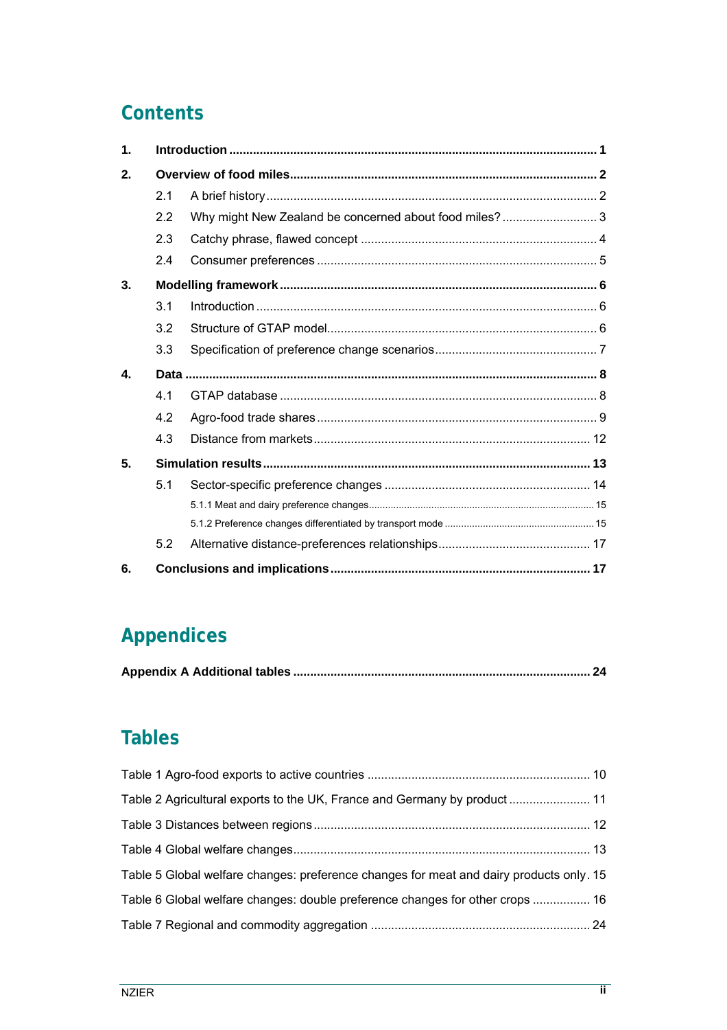# Contents

1. **Introduction** ... **1**
2. **Overview of food miles** ... **2**
   - 2.1 A brief history ... 2
   - 2.2 Why might New Zealand be concerned about food miles? ... 3
   - 2.3 Catchy phrase, flawed concept ... 4
   - 2.4 Consumer preferences ... 5
3. **Modelling framework** ... **6**
   - 3.1 Introduction ... 6
   - 3.2 Structure of GTAP model ... 6
   - 3.3 Specification of preference change scenarios ... 7
4. **Data** ... **8**
   - 4.1 GTAP database ... 8
   - 4.2 Agro-food trade shares ... 9
   - 4.3 Distance from markets ... 12
5. **Simulation results** ... **13**
   - 5.1 Sector-specific preference changes ... 14
     - 5.1.1 Meat and dairy preference changes ... 15
     - 5.1.2 Preference changes differentiated by transport mode ... 15
   - 5.2 Alternative distance-preferences relationships ... 17
6. **Conclusions and implications** ... **17**

# Appendices

**Appendix A Additional tables ... 24**

# Tables

Table 1 Agro-food exports to active countries ... 10

Table 2 Agricultural exports to the UK, France and Germany by product ... 11

Table 3 Distances between regions ... 12

Table 4 Global welfare changes ... 13

Table 5 Global welfare changes: preference changes for meat and dairy products only. 15

Table 6 Global welfare changes: double preference changes for other crops ... 16

Table 7 Regional and commodity aggregation ... 24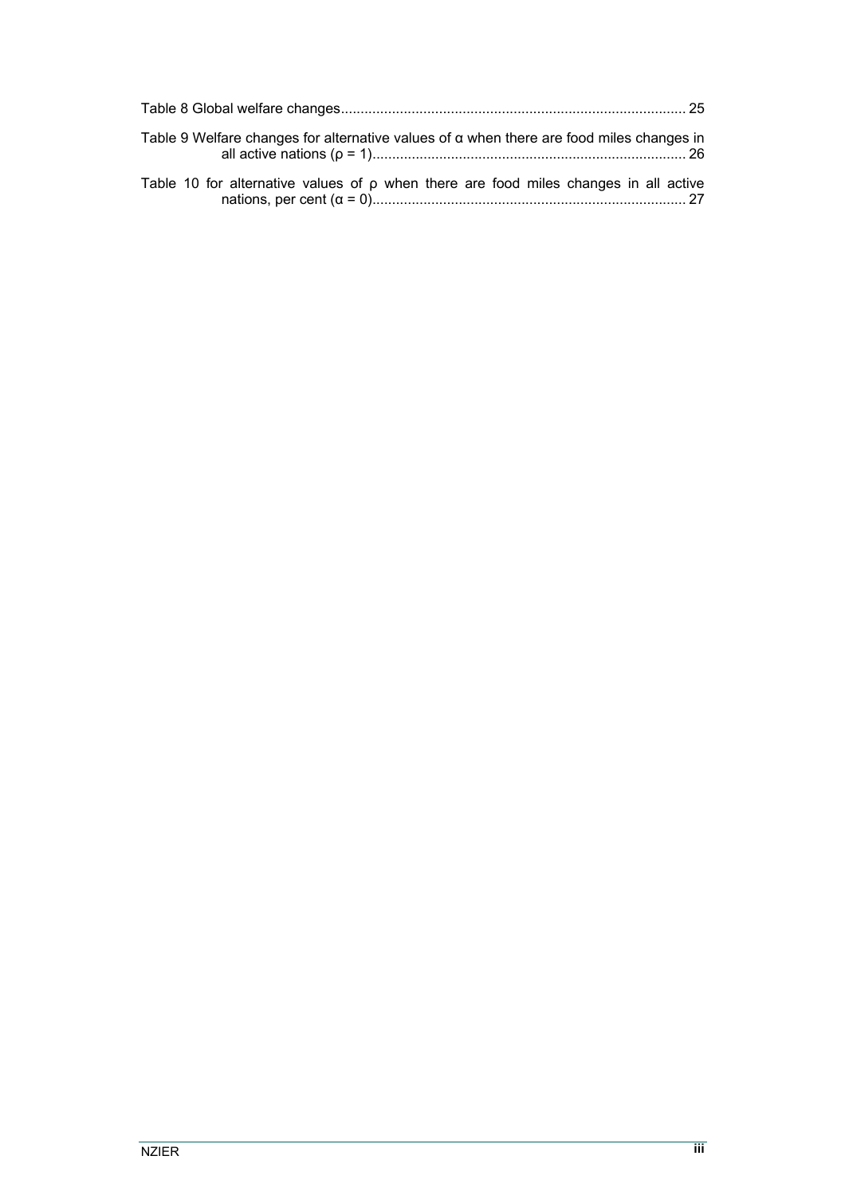Table 8 Global welfare changes....................................................................................... 25

Table 9 Welfare changes for alternative values of $\alpha$ when there are food miles changes in all active nations ($\rho = 1$)............................................................................... 26

Table 10 for alternative values of $\rho$ when there are food miles changes in all active nations, per cent ($\alpha = 0$)............................................................................... 27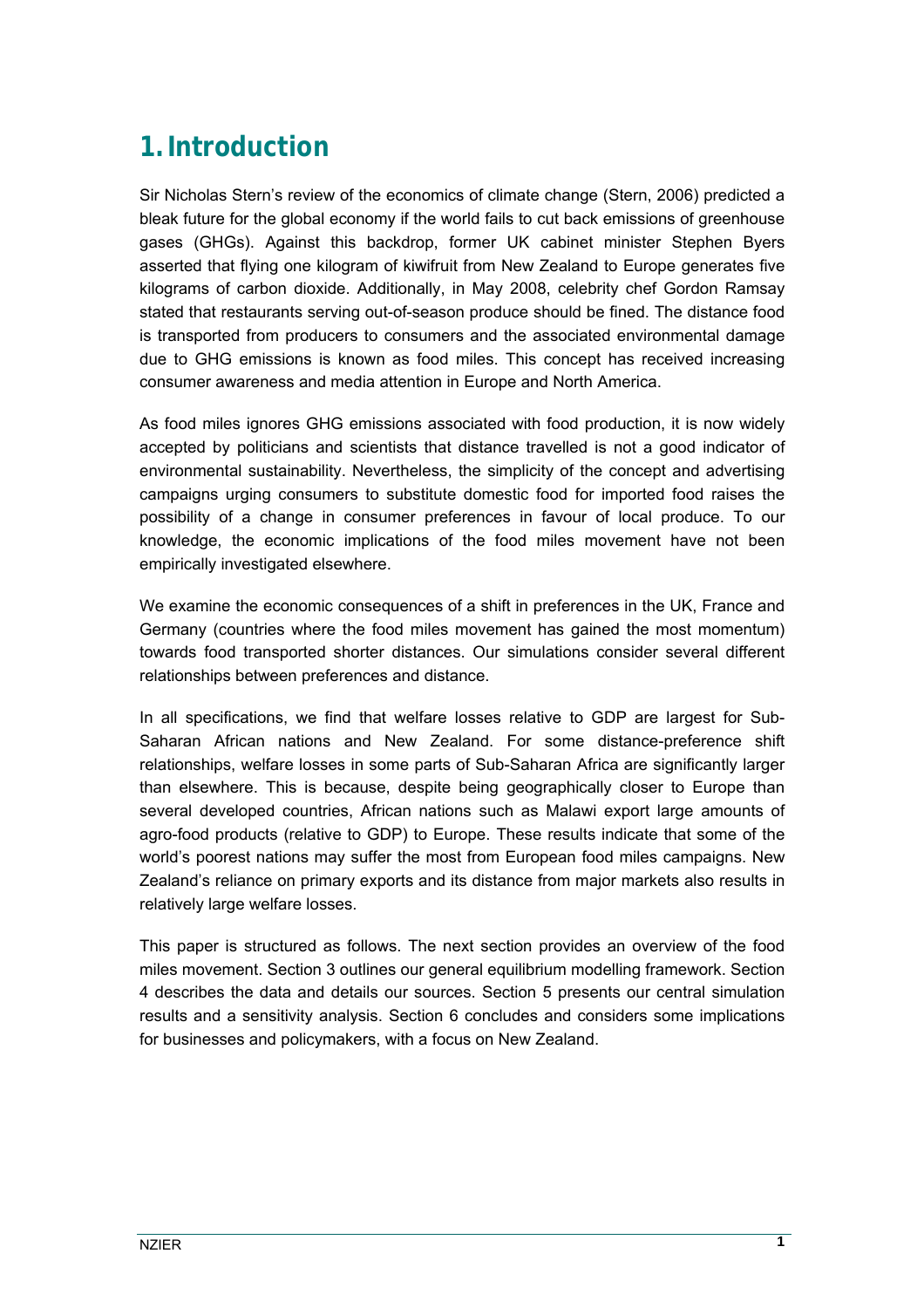# 1. Introduction

Sir Nicholas Stern's review of the economics of climate change (Stern, 2006) predicted a bleak future for the global economy if the world fails to cut back emissions of greenhouse gases (GHGs). Against this backdrop, former UK cabinet minister Stephen Byers asserted that flying one kilogram of kiwifruit from New Zealand to Europe generates five kilograms of carbon dioxide. Additionally, in May 2008, celebrity chef Gordon Ramsay stated that restaurants serving out-of-season produce should be fined. The distance food is transported from producers to consumers and the associated environmental damage due to GHG emissions is known as food miles. This concept has received increasing consumer awareness and media attention in Europe and North America.

As food miles ignores GHG emissions associated with food production, it is now widely accepted by politicians and scientists that distance travelled is not a good indicator of environmental sustainability. Nevertheless, the simplicity of the concept and advertising campaigns urging consumers to substitute domestic food for imported food raises the possibility of a change in consumer preferences in favour of local produce. To our knowledge, the economic implications of the food miles movement have not been empirically investigated elsewhere.

We examine the economic consequences of a shift in preferences in the UK, France and Germany (countries where the food miles movement has gained the most momentum) towards food transported shorter distances. Our simulations consider several different relationships between preferences and distance.

In all specifications, we find that welfare losses relative to GDP are largest for Sub-Saharan African nations and New Zealand. For some distance-preference shift relationships, welfare losses in some parts of Sub-Saharan Africa are significantly larger than elsewhere. This is because, despite being geographically closer to Europe than several developed countries, African nations such as Malawi export large amounts of agro-food products (relative to GDP) to Europe. These results indicate that some of the world's poorest nations may suffer the most from European food miles campaigns. New Zealand's reliance on primary exports and its distance from major markets also results in relatively large welfare losses.

This paper is structured as follows. The next section provides an overview of the food miles movement. Section 3 outlines our general equilibrium modelling framework. Section 4 describes the data and details our sources. Section 5 presents our central simulation results and a sensitivity analysis. Section 6 concludes and considers some implications for businesses and policymakers, with a focus on New Zealand.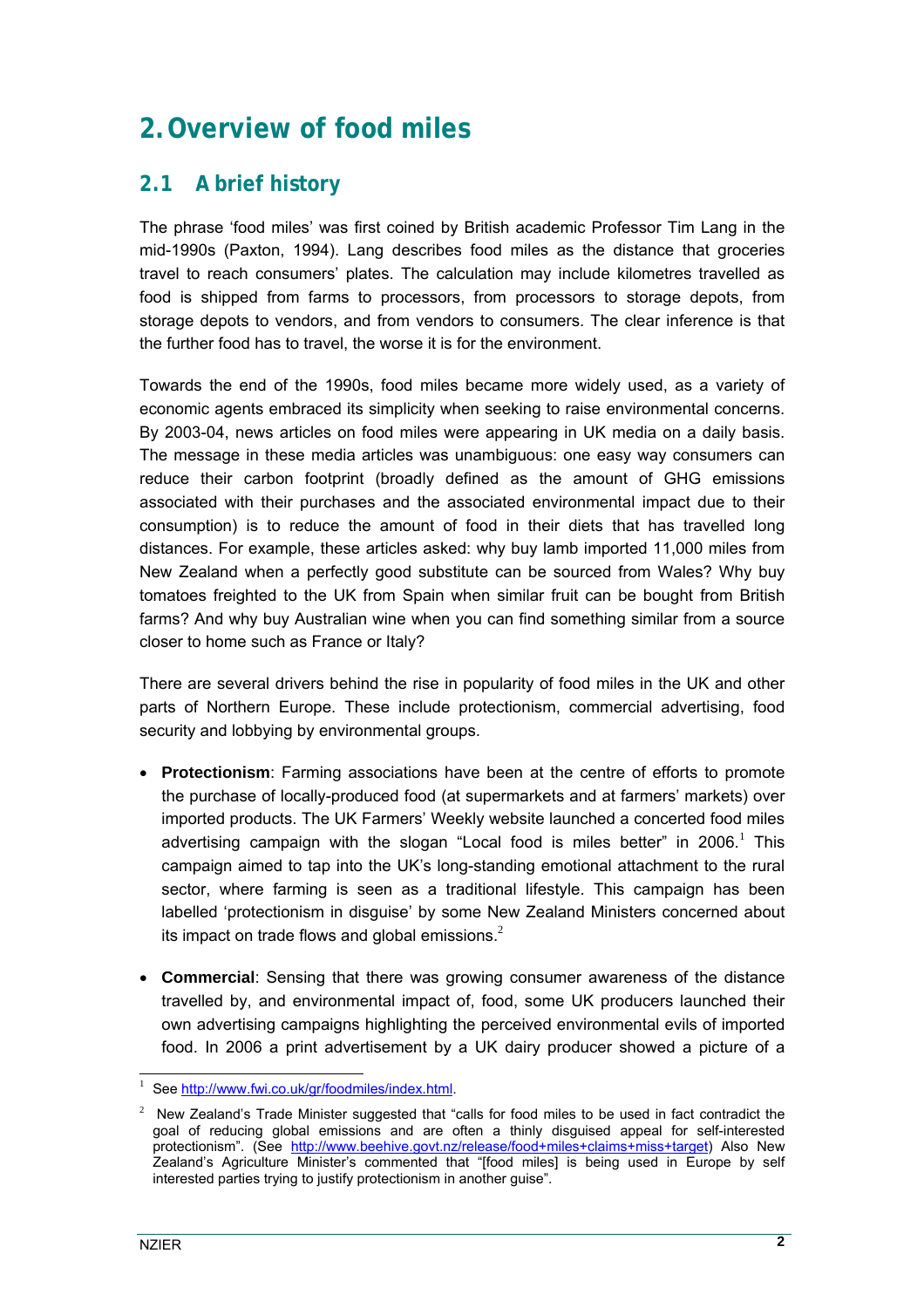# 2. Overview of food miles

## 2.1 A brief history

The phrase 'food miles' was first coined by British academic Professor Tim Lang in the mid-1990s (Paxton, 1994). Lang describes food miles as the distance that groceries travel to reach consumers' plates. The calculation may include kilometres travelled as food is shipped from farms to processors, from processors to storage depots, from storage depots to vendors, and from vendors to consumers. The clear inference is that the further food has to travel, the worse it is for the environment.

Towards the end of the 1990s, food miles became more widely used, as a variety of economic agents embraced its simplicity when seeking to raise environmental concerns. By 2003-04, news articles on food miles were appearing in UK media on a daily basis. The message in these media articles was unambiguous: one easy way consumers can reduce their carbon footprint (broadly defined as the amount of GHG emissions associated with their purchases and the associated environmental impact due to their consumption) is to reduce the amount of food in their diets that has travelled long distances. For example, these articles asked: why buy lamb imported 11,000 miles from New Zealand when a perfectly good substitute can be sourced from Wales? Why buy tomatoes freighted to the UK from Spain when similar fruit can be bought from British farms? And why buy Australian wine when you can find something similar from a source closer to home such as France or Italy?

There are several drivers behind the rise in popularity of food miles in the UK and other parts of Northern Europe. These include protectionism, commercial advertising, food security and lobbying by environmental groups.

- **Protectionism**: Farming associations have been at the centre of efforts to promote the purchase of locally-produced food (at supermarkets and at farmers' markets) over imported products. The UK Farmers' Weekly website launched a concerted food miles advertising campaign with the slogan "Local food is miles better" in 2006.[1] This campaign aimed to tap into the UK's long-standing emotional attachment to the rural sector, where farming is seen as a traditional lifestyle. This campaign has been labelled 'protectionism in disguise' by some New Zealand Ministers concerned about its impact on trade flows and global emissions.[2]

- **Commercial**: Sensing that there was growing consumer awareness of the distance travelled by, and environmental impact of, food, some UK producers launched their own advertising campaigns highlighting the perceived environmental evils of imported food. In 2006 a print advertisement by a UK dairy producer showed a picture of a

---

[1] See http://www.fwi.co.uk/gr/foodmiles/index.html.

[2] New Zealand's Trade Minister suggested that "calls for food miles to be used in fact contradict the goal of reducing global emissions and are often a thinly disguised appeal for self-interested protectionism". (See http://www.beehive.govt.nz/release/food+miles+claims+miss+target) Also New Zealand's Agriculture Minister's commented that "[food miles] is being used in Europe by self interested parties trying to justify protectionism in another guise".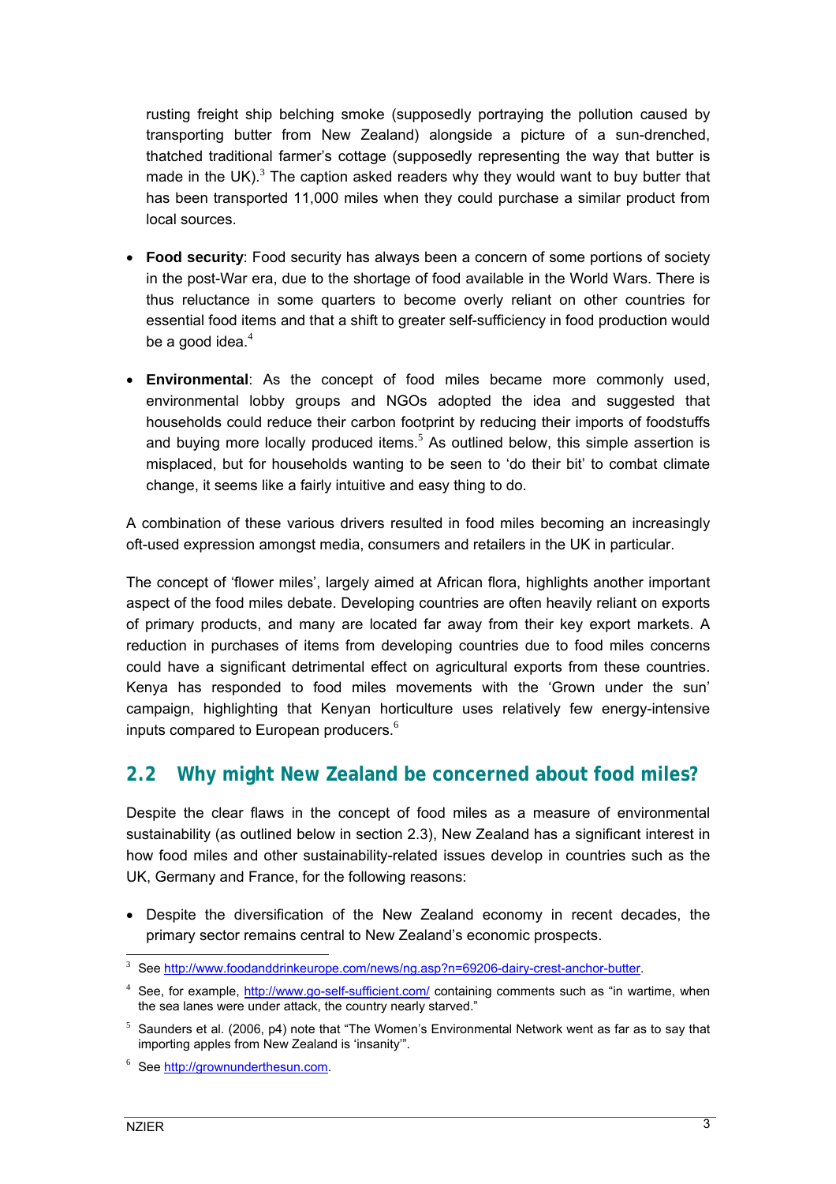rusting freight ship belching smoke (supposedly portraying the pollution caused by transporting butter from New Zealand) alongside a picture of a sun-drenched, thatched traditional farmer's cottage (supposedly representing the way that butter is made in the UK).[3] The caption asked readers why they would want to buy butter that has been transported 11,000 miles when they could purchase a similar product from local sources.

- **Food security**: Food security has always been a concern of some portions of society in the post-War era, due to the shortage of food available in the World Wars. There is thus reluctance in some quarters to become overly reliant on other countries for essential food items and that a shift to greater self-sufficiency in food production would be a good idea.[4]

- **Environmental**: As the concept of food miles became more commonly used, environmental lobby groups and NGOs adopted the idea and suggested that households could reduce their carbon footprint by reducing their imports of foodstuffs and buying more locally produced items.[5] As outlined below, this simple assertion is misplaced, but for households wanting to be seen to 'do their bit' to combat climate change, it seems like a fairly intuitive and easy thing to do.

A combination of these various drivers resulted in food miles becoming an increasingly oft-used expression amongst media, consumers and retailers in the UK in particular.

The concept of 'flower miles', largely aimed at African flora, highlights another important aspect of the food miles debate. Developing countries are often heavily reliant on exports of primary products, and many are located far away from their key export markets. A reduction in purchases of items from developing countries due to food miles concerns could have a significant detrimental effect on agricultural exports from these countries. Kenya has responded to food miles movements with the 'Grown under the sun' campaign, highlighting that Kenyan horticulture uses relatively few energy-intensive inputs compared to European producers.[6]

## 2.2 Why might New Zealand be concerned about food miles?

Despite the clear flaws in the concept of food miles as a measure of environmental sustainability (as outlined below in section 2.3), New Zealand has a significant interest in how food miles and other sustainability-related issues develop in countries such as the UK, Germany and France, for the following reasons:

- Despite the diversification of the New Zealand economy in recent decades, the primary sector remains central to New Zealand's economic prospects.

---

[3] See http://www.foodanddrinkeurope.com/news/ng.asp?n=69206-dairy-crest-anchor-butter.

[4] See, for example, http://www.go-self-sufficient.com/ containing comments such as "in wartime, when the sea lanes were under attack, the country nearly starved."

[5] Saunders et al. (2006, p4) note that "The Women's Environmental Network went as far as to say that importing apples from New Zealand is 'insanity'".

[6] See http://grownunderthesun.com.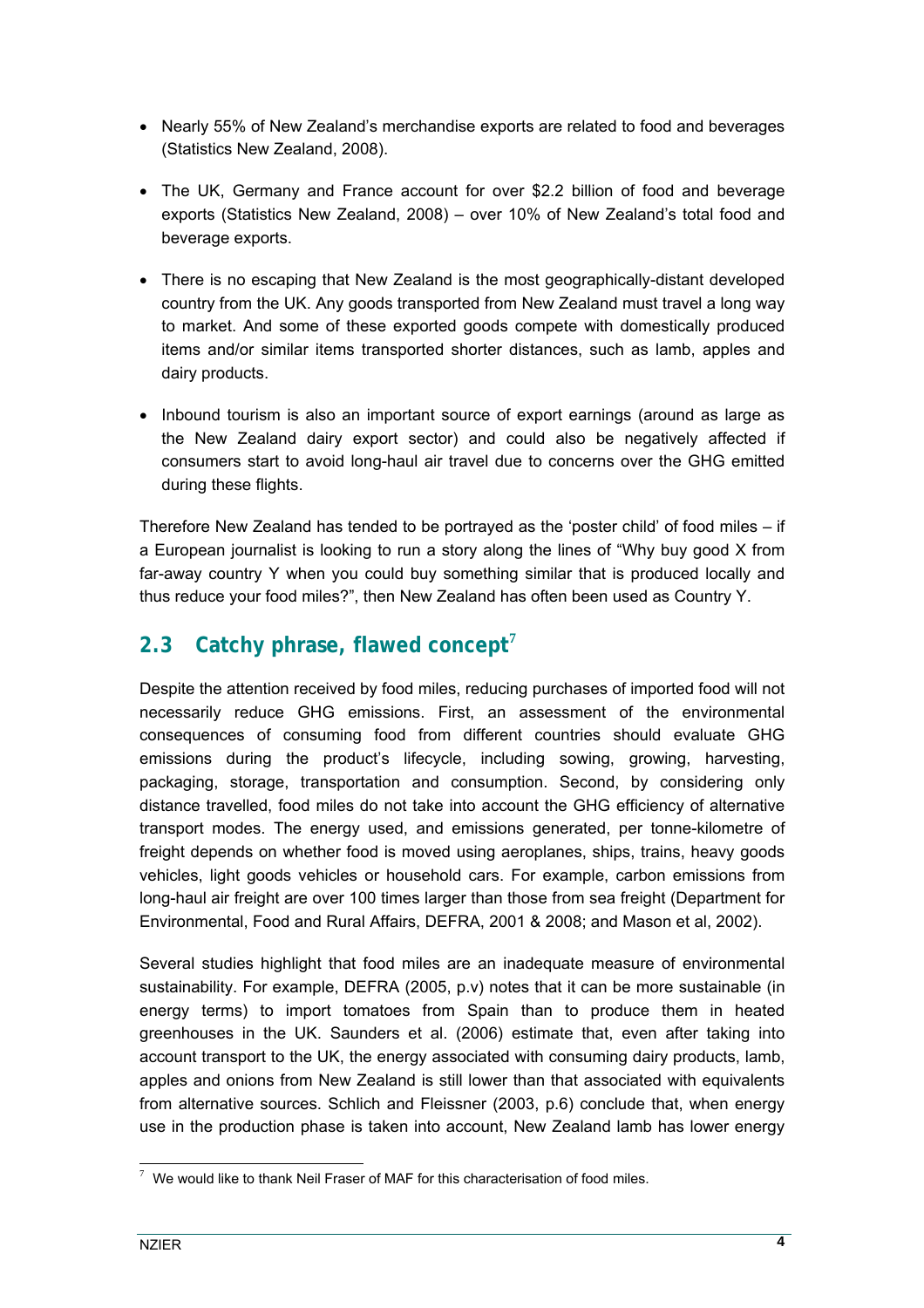- Nearly 55% of New Zealand's merchandise exports are related to food and beverages (Statistics New Zealand, 2008).
- The UK, Germany and France account for over $2.2 billion of food and beverage exports (Statistics New Zealand, 2008) – over 10% of New Zealand's total food and beverage exports.
- There is no escaping that New Zealand is the most geographically-distant developed country from the UK. Any goods transported from New Zealand must travel a long way to market. And some of these exported goods compete with domestically produced items and/or similar items transported shorter distances, such as lamb, apples and dairy products.
- Inbound tourism is also an important source of export earnings (around as large as the New Zealand dairy export sector) and could also be negatively affected if consumers start to avoid long-haul air travel due to concerns over the GHG emitted during these flights.

Therefore New Zealand has tended to be portrayed as the 'poster child' of food miles – if a European journalist is looking to run a story along the lines of "Why buy good X from far-away country Y when you could buy something similar that is produced locally and thus reduce your food miles?", then New Zealand has often been used as Country Y.

## 2.3 Catchy phrase, flawed concept[7]

Despite the attention received by food miles, reducing purchases of imported food will not necessarily reduce GHG emissions. First, an assessment of the environmental consequences of consuming food from different countries should evaluate GHG emissions during the product's lifecycle, including sowing, growing, harvesting, packaging, storage, transportation and consumption. Second, by considering only distance travelled, food miles do not take into account the GHG efficiency of alternative transport modes. The energy used, and emissions generated, per tonne-kilometre of freight depends on whether food is moved using aeroplanes, ships, trains, heavy goods vehicles, light goods vehicles or household cars. For example, carbon emissions from long-haul air freight are over 100 times larger than those from sea freight (Department for Environmental, Food and Rural Affairs, DEFRA, 2001 & 2008; and Mason et al, 2002).

Several studies highlight that food miles are an inadequate measure of environmental sustainability. For example, DEFRA (2005, p.v) notes that it can be more sustainable (in energy terms) to import tomatoes from Spain than to produce them in heated greenhouses in the UK. Saunders et al. (2006) estimate that, even after taking into account transport to the UK, the energy associated with consuming dairy products, lamb, apples and onions from New Zealand is still lower than that associated with equivalents from alternative sources. Schlich and Fleissner (2003, p.6) conclude that, when energy use in the production phase is taken into account, New Zealand lamb has lower energy

---

[7] We would like to thank Neil Fraser of MAF for this characterisation of food miles.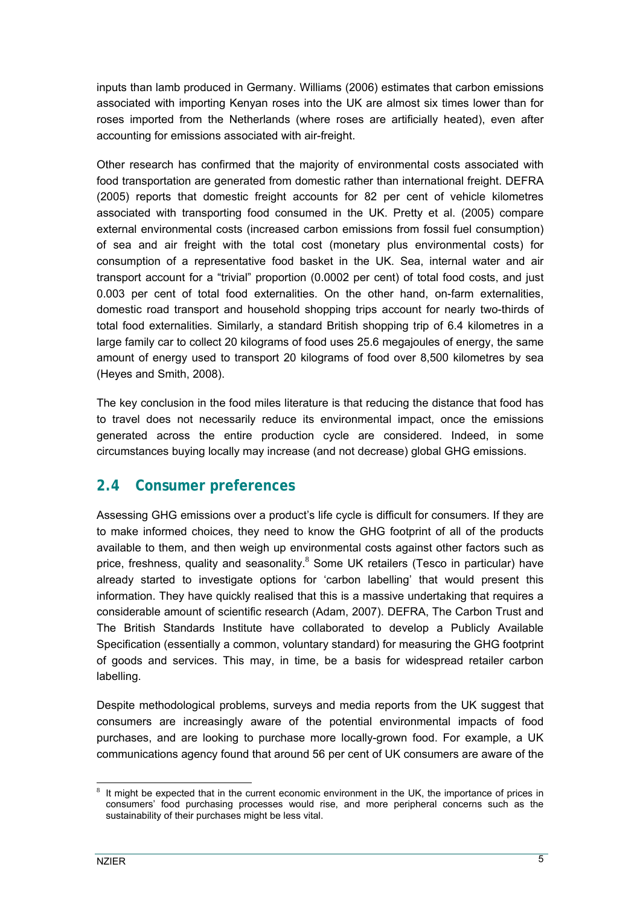inputs than lamb produced in Germany. Williams (2006) estimates that carbon emissions associated with importing Kenyan roses into the UK are almost six times lower than for roses imported from the Netherlands (where roses are artificially heated), even after accounting for emissions associated with air-freight.

Other research has confirmed that the majority of environmental costs associated with food transportation are generated from domestic rather than international freight. DEFRA (2005) reports that domestic freight accounts for 82 per cent of vehicle kilometres associated with transporting food consumed in the UK. Pretty et al. (2005) compare external environmental costs (increased carbon emissions from fossil fuel consumption) of sea and air freight with the total cost (monetary plus environmental costs) for consumption of a representative food basket in the UK. Sea, internal water and air transport account for a "trivial" proportion (0.0002 per cent) of total food costs, and just 0.003 per cent of total food externalities. On the other hand, on-farm externalities, domestic road transport and household shopping trips account for nearly two-thirds of total food externalities. Similarly, a standard British shopping trip of 6.4 kilometres in a large family car to collect 20 kilograms of food uses 25.6 megajoules of energy, the same amount of energy used to transport 20 kilograms of food over 8,500 kilometres by sea (Heyes and Smith, 2008).

The key conclusion in the food miles literature is that reducing the distance that food has to travel does not necessarily reduce its environmental impact, once the emissions generated across the entire production cycle are considered. Indeed, in some circumstances buying locally may increase (and not decrease) global GHG emissions.

## 2.4 Consumer preferences

Assessing GHG emissions over a product's life cycle is difficult for consumers. If they are to make informed choices, they need to know the GHG footprint of all of the products available to them, and then weigh up environmental costs against other factors such as price, freshness, quality and seasonality.[8] Some UK retailers (Tesco in particular) have already started to investigate options for 'carbon labelling' that would present this information. They have quickly realised that this is a massive undertaking that requires a considerable amount of scientific research (Adam, 2007). DEFRA, The Carbon Trust and The British Standards Institute have collaborated to develop a Publicly Available Specification (essentially a common, voluntary standard) for measuring the GHG footprint of goods and services. This may, in time, be a basis for widespread retailer carbon labelling.

Despite methodological problems, surveys and media reports from the UK suggest that consumers are increasingly aware of the potential environmental impacts of food purchases, and are looking to purchase more locally-grown food. For example, a UK communications agency found that around 56 per cent of UK consumers are aware of the

[8] It might be expected that in the current economic environment in the UK, the importance of prices in consumers' food purchasing processes would rise, and more peripheral concerns such as the sustainability of their purchases might be less vital.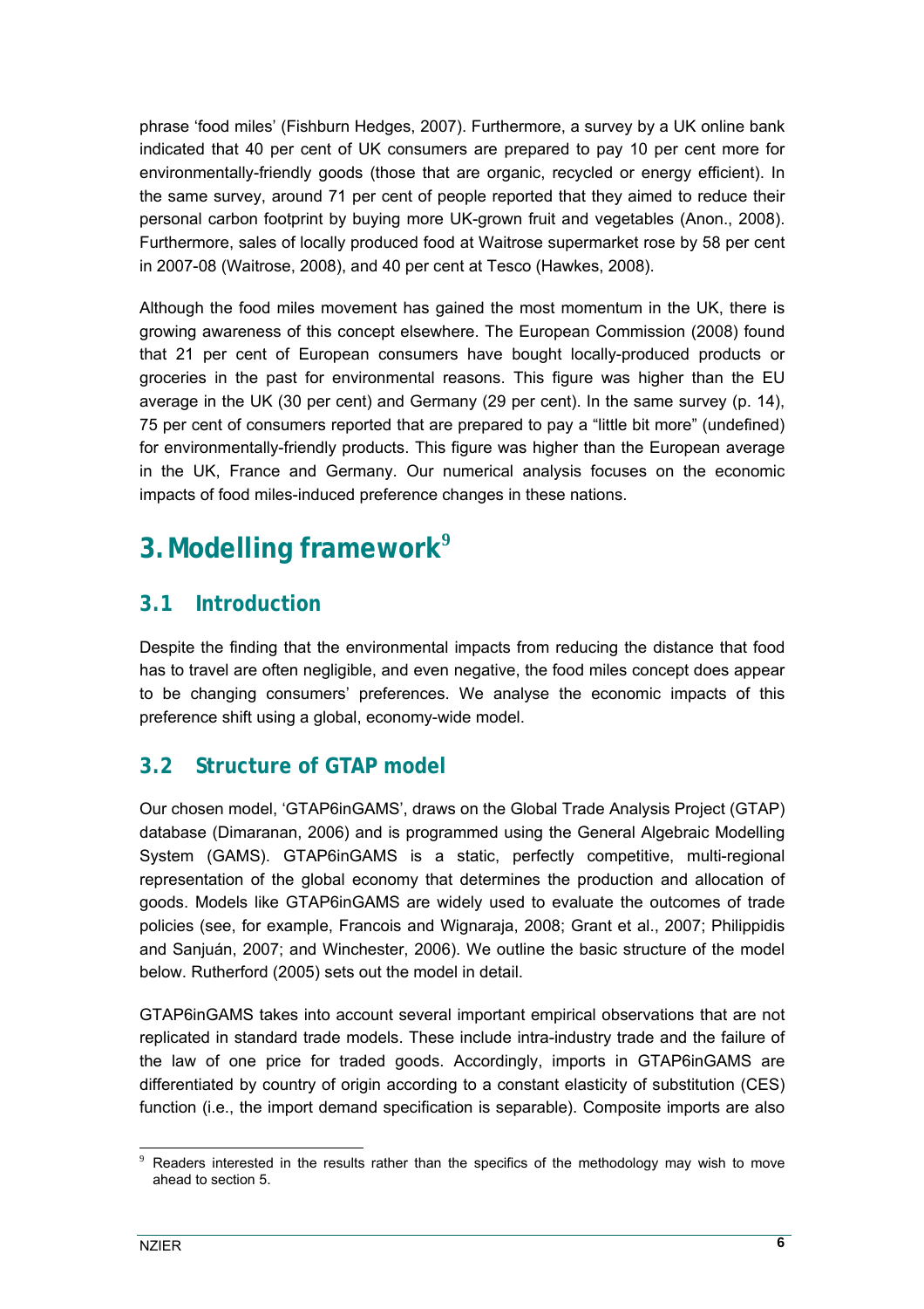phrase 'food miles' (Fishburn Hedges, 2007). Furthermore, a survey by a UK online bank indicated that 40 per cent of UK consumers are prepared to pay 10 per cent more for environmentally-friendly goods (those that are organic, recycled or energy efficient). In the same survey, around 71 per cent of people reported that they aimed to reduce their personal carbon footprint by buying more UK-grown fruit and vegetables (Anon., 2008). Furthermore, sales of locally produced food at Waitrose supermarket rose by 58 per cent in 2007-08 (Waitrose, 2008), and 40 per cent at Tesco (Hawkes, 2008).

Although the food miles movement has gained the most momentum in the UK, there is growing awareness of this concept elsewhere. The European Commission (2008) found that 21 per cent of European consumers have bought locally-produced products or groceries in the past for environmental reasons. This figure was higher than the EU average in the UK (30 per cent) and Germany (29 per cent). In the same survey (p. 14), 75 per cent of consumers reported that are prepared to pay a "little bit more" (undefined) for environmentally-friendly products. This figure was higher than the European average in the UK, France and Germany. Our numerical analysis focuses on the economic impacts of food miles-induced preference changes in these nations.

# 3. Modelling framework[9]

## 3.1 Introduction

Despite the finding that the environmental impacts from reducing the distance that food has to travel are often negligible, and even negative, the food miles concept does appear to be changing consumers' preferences. We analyse the economic impacts of this preference shift using a global, economy-wide model.

## 3.2 Structure of GTAP model

Our chosen model, 'GTAP6inGAMS', draws on the Global Trade Analysis Project (GTAP) database (Dimaranan, 2006) and is programmed using the General Algebraic Modelling System (GAMS). GTAP6inGAMS is a static, perfectly competitive, multi-regional representation of the global economy that determines the production and allocation of goods. Models like GTAP6inGAMS are widely used to evaluate the outcomes of trade policies (see, for example, Francois and Wignaraja, 2008; Grant et al., 2007; Philippidis and Sanjuán, 2007; and Winchester, 2006). We outline the basic structure of the model below. Rutherford (2005) sets out the model in detail.

GTAP6inGAMS takes into account several important empirical observations that are not replicated in standard trade models. These include intra-industry trade and the failure of the law of one price for traded goods. Accordingly, imports in GTAP6inGAMS are differentiated by country of origin according to a constant elasticity of substitution (CES) function (i.e., the import demand specification is separable). Composite imports are also

[9] Readers interested in the results rather than the specifics of the methodology may wish to move ahead to section 5.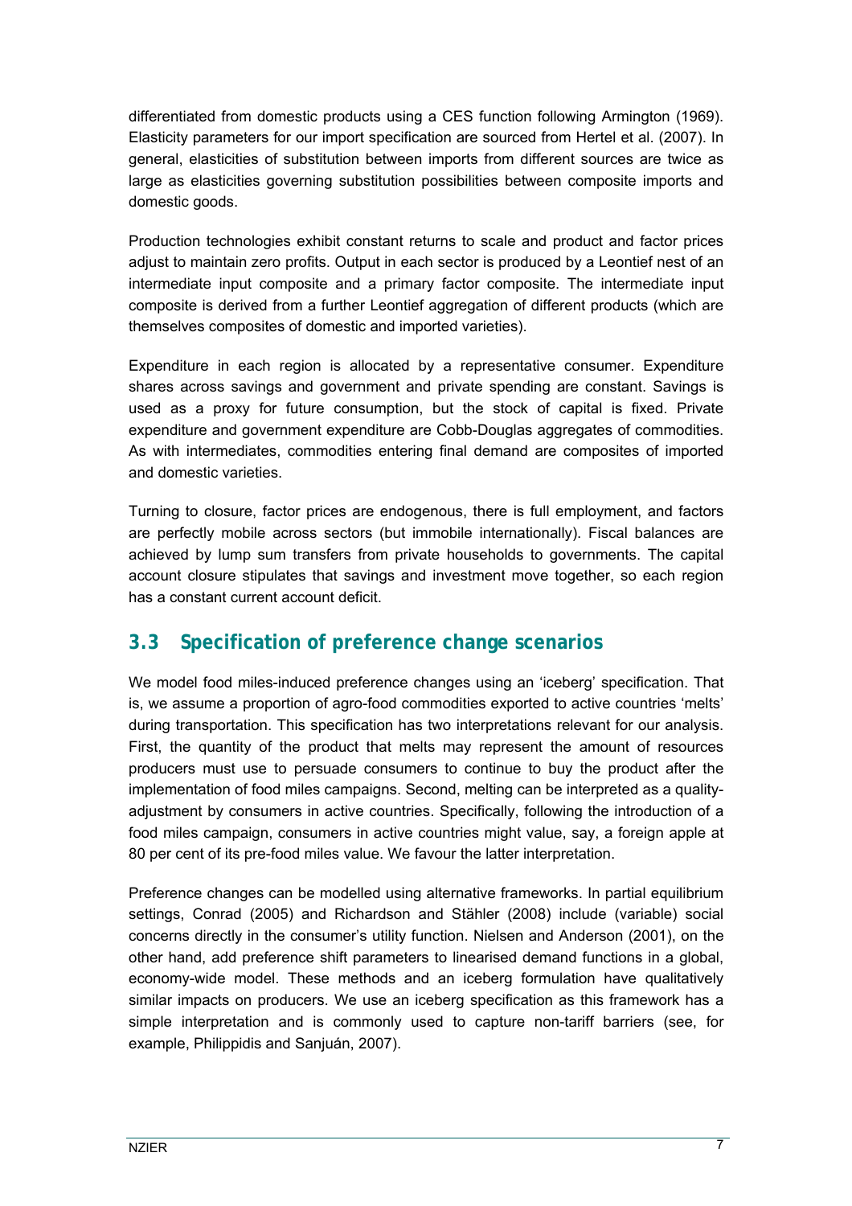differentiated from domestic products using a CES function following Armington (1969). Elasticity parameters for our import specification are sourced from Hertel et al. (2007). In general, elasticities of substitution between imports from different sources are twice as large as elasticities governing substitution possibilities between composite imports and domestic goods.

Production technologies exhibit constant returns to scale and product and factor prices adjust to maintain zero profits. Output in each sector is produced by a Leontief nest of an intermediate input composite and a primary factor composite. The intermediate input composite is derived from a further Leontief aggregation of different products (which are themselves composites of domestic and imported varieties).

Expenditure in each region is allocated by a representative consumer. Expenditure shares across savings and government and private spending are constant. Savings is used as a proxy for future consumption, but the stock of capital is fixed. Private expenditure and government expenditure are Cobb-Douglas aggregates of commodities. As with intermediates, commodities entering final demand are composites of imported and domestic varieties.

Turning to closure, factor prices are endogenous, there is full employment, and factors are perfectly mobile across sectors (but immobile internationally). Fiscal balances are achieved by lump sum transfers from private households to governments. The capital account closure stipulates that savings and investment move together, so each region has a constant current account deficit.

## 3.3 Specification of preference change scenarios

We model food miles-induced preference changes using an 'iceberg' specification. That is, we assume a proportion of agro-food commodities exported to active countries 'melts' during transportation. This specification has two interpretations relevant for our analysis. First, the quantity of the product that melts may represent the amount of resources producers must use to persuade consumers to continue to buy the product after the implementation of food miles campaigns. Second, melting can be interpreted as a quality-adjustment by consumers in active countries. Specifically, following the introduction of a food miles campaign, consumers in active countries might value, say, a foreign apple at 80 per cent of its pre-food miles value. We favour the latter interpretation.

Preference changes can be modelled using alternative frameworks. In partial equilibrium settings, Conrad (2005) and Richardson and Stähler (2008) include (variable) social concerns directly in the consumer's utility function. Nielsen and Anderson (2001), on the other hand, add preference shift parameters to linearised demand functions in a global, economy-wide model. These methods and an iceberg formulation have qualitatively similar impacts on producers. We use an iceberg specification as this framework has a simple interpretation and is commonly used to capture non-tariff barriers (see, for example, Philippidis and Sanjuán, 2007).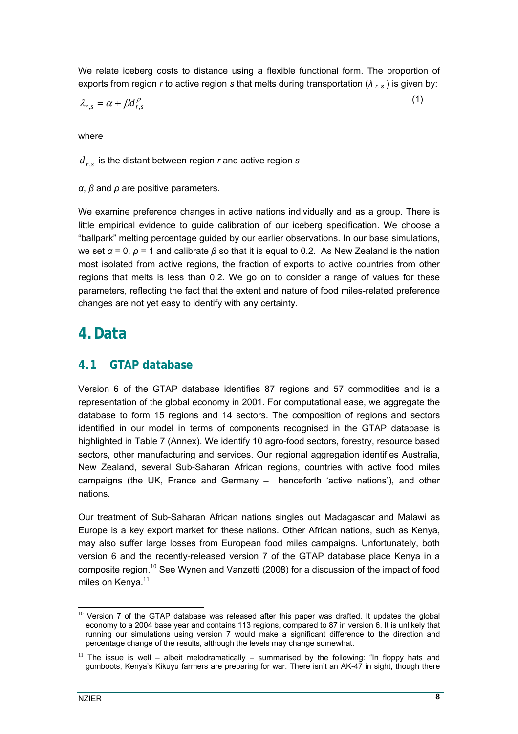We relate iceberg costs to distance using a flexible functional form. The proportion of exports from region *r* to active region *s* that melts during transportation ($\lambda_{r,s}$) is given by:

$$\lambda_{r,s} = \alpha + \beta d_{r,s}^{\rho} \tag{1}$$

where

$d_{r,s}$ is the distant between region *r* and active region *s*

$\alpha$, $\beta$ and $\rho$ are positive parameters.

We examine preference changes in active nations individually and as a group. There is little empirical evidence to guide calibration of our iceberg specification. We choose a "ballpark" melting percentage guided by our earlier observations. In our base simulations, we set $\alpha = 0$, $\rho = 1$ and calibrate $\beta$ so that it is equal to 0.2. As New Zealand is the nation most isolated from active regions, the fraction of exports to active countries from other regions that melts is less than 0.2. We go on to consider a range of values for these parameters, reflecting the fact that the extent and nature of food miles-related preference changes are not yet easy to identify with any certainty.

# 4. Data

## 4.1 GTAP database

Version 6 of the GTAP database identifies 87 regions and 57 commodities and is a representation of the global economy in 2001. For computational ease, we aggregate the database to form 15 regions and 14 sectors. The composition of regions and sectors identified in our model in terms of components recognised in the GTAP database is highlighted in Table 7 (Annex). We identify 10 agro-food sectors, forestry, resource based sectors, other manufacturing and services. Our regional aggregation identifies Australia, New Zealand, several Sub-Saharan African regions, countries with active food miles campaigns (the UK, France and Germany – henceforth 'active nations'), and other nations.

Our treatment of Sub-Saharan African nations singles out Madagascar and Malawi as Europe is a key export market for these nations. Other African nations, such as Kenya, may also suffer large losses from European food miles campaigns. Unfortunately, both version 6 and the recently-released version 7 of the GTAP database place Kenya in a composite region.[10] See Wynen and Vanzetti (2008) for a discussion of the impact of food miles on Kenya.[11]

[10] Version 7 of the GTAP database was released after this paper was drafted. It updates the global economy to a 2004 base year and contains 113 regions, compared to 87 in version 6. It is unlikely that running our simulations using version 7 would make a significant difference to the direction and percentage change of the results, although the levels may change somewhat.

[11] The issue is well – albeit melodramatically – summarised by the following: "In floppy hats and gumboots, Kenya's Kikuyu farmers are preparing for war. There isn't an AK-47 in sight, though there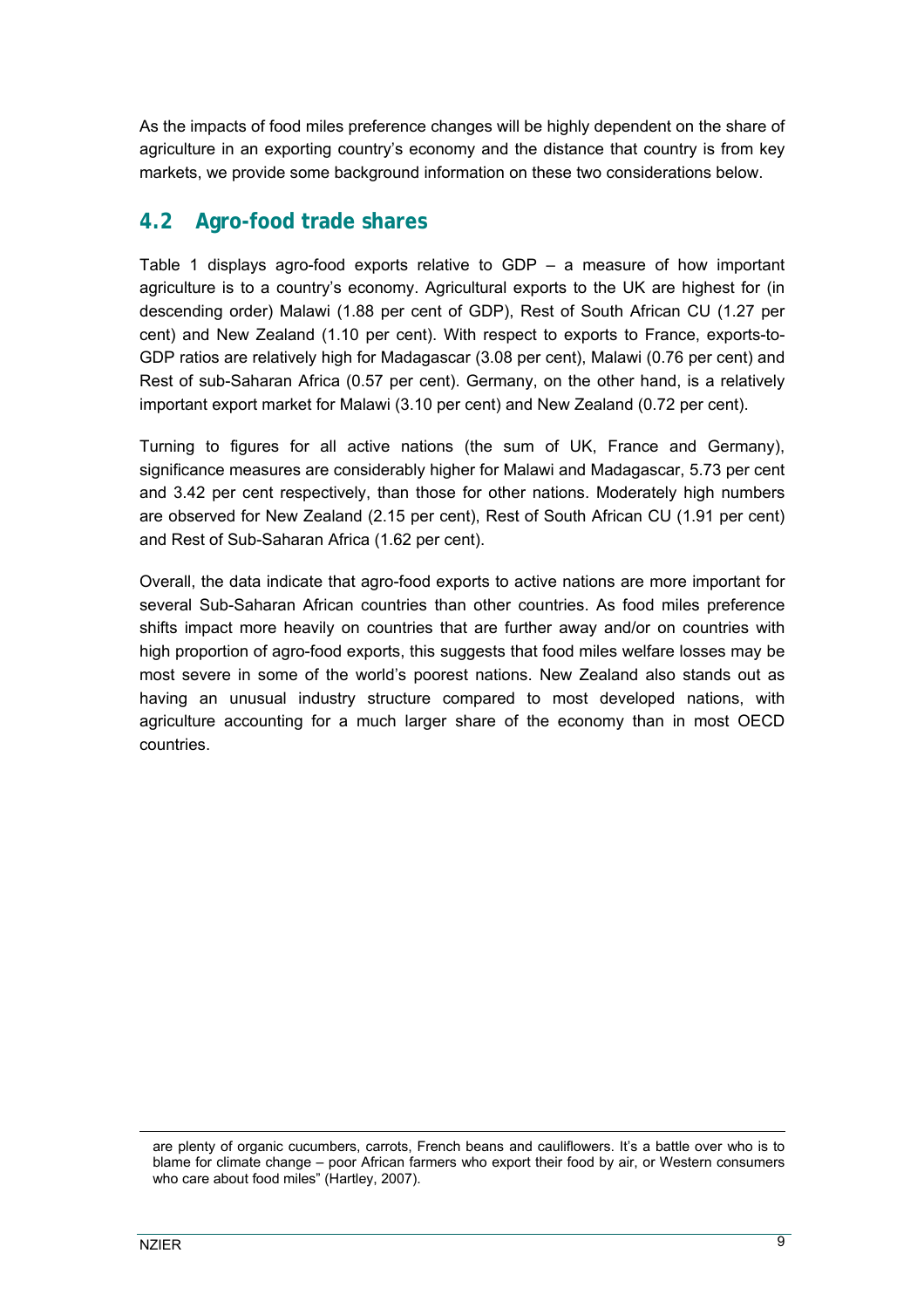As the impacts of food miles preference changes will be highly dependent on the share of agriculture in an exporting country's economy and the distance that country is from key markets, we provide some background information on these two considerations below.

## 4.2 Agro-food trade shares

Table 1 displays agro-food exports relative to GDP – a measure of how important agriculture is to a country's economy. Agricultural exports to the UK are highest for (in descending order) Malawi (1.88 per cent of GDP), Rest of South African CU (1.27 per cent) and New Zealand (1.10 per cent). With respect to exports to France, exports-to-GDP ratios are relatively high for Madagascar (3.08 per cent), Malawi (0.76 per cent) and Rest of sub-Saharan Africa (0.57 per cent). Germany, on the other hand, is a relatively important export market for Malawi (3.10 per cent) and New Zealand (0.72 per cent).

Turning to figures for all active nations (the sum of UK, France and Germany), significance measures are considerably higher for Malawi and Madagascar, 5.73 per cent and 3.42 per cent respectively, than those for other nations. Moderately high numbers are observed for New Zealand (2.15 per cent), Rest of South African CU (1.91 per cent) and Rest of Sub-Saharan Africa (1.62 per cent).

Overall, the data indicate that agro-food exports to active nations are more important for several Sub-Saharan African countries than other countries. As food miles preference shifts impact more heavily on countries that are further away and/or on countries with high proportion of agro-food exports, this suggests that food miles welfare losses may be most severe in some of the world's poorest nations. New Zealand also stands out as having an unusual industry structure compared to most developed nations, with agriculture accounting for a much larger share of the economy than in most OECD countries.

are plenty of organic cucumbers, carrots, French beans and cauliflowers. It's a battle over who is to blame for climate change – poor African farmers who export their food by air, or Western consumers who care about food miles" (Hartley, 2007).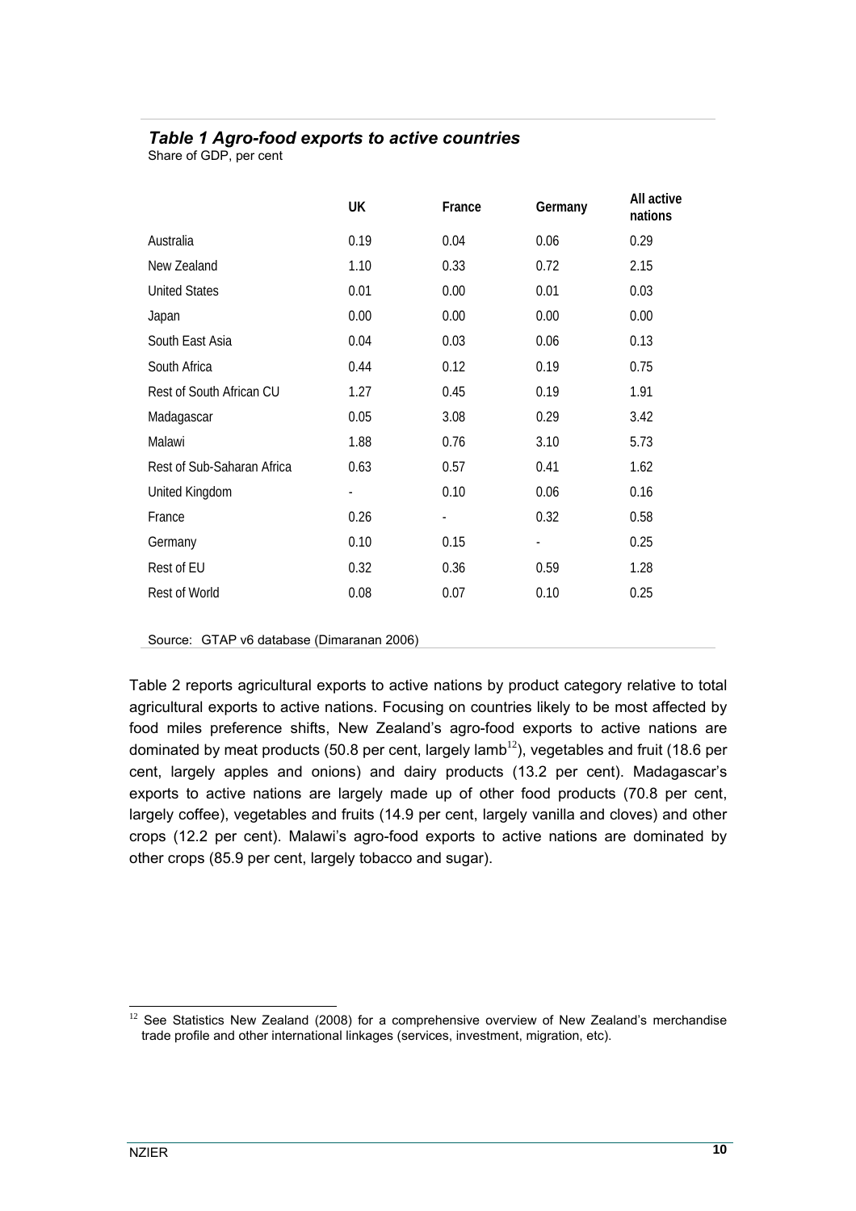### *Table 1 Agro-food exports to active countries*

Share of GDP, per cent

| | UK | France | Germany | All active nations |
|---|---|---|---|---|
| Australia | 0.19 | 0.04 | 0.06 | 0.29 |
| New Zealand | 1.10 | 0.33 | 0.72 | 2.15 |
| United States | 0.01 | 0.00 | 0.01 | 0.03 |
| Japan | 0.00 | 0.00 | 0.00 | 0.00 |
| South East Asia | 0.04 | 0.03 | 0.06 | 0.13 |
| South Africa | 0.44 | 0.12 | 0.19 | 0.75 |
| Rest of South African CU | 1.27 | 0.45 | 0.19 | 1.91 |
| Madagascar | 0.05 | 3.08 | 0.29 | 3.42 |
| Malawi | 1.88 | 0.76 | 3.10 | 5.73 |
| Rest of Sub-Saharan Africa | 0.63 | 0.57 | 0.41 | 1.62 |
| United Kingdom | - | 0.10 | 0.06 | 0.16 |
| France | 0.26 | - | 0.32 | 0.58 |
| Germany | 0.10 | 0.15 | - | 0.25 |
| Rest of EU | 0.32 | 0.36 | 0.59 | 1.28 |
| Rest of World | 0.08 | 0.07 | 0.10 | 0.25 |

Source: GTAP v6 database (Dimaranan 2006)

Table 2 reports agricultural exports to active nations by product category relative to total agricultural exports to active nations. Focusing on countries likely to be most affected by food miles preference shifts, New Zealand's agro-food exports to active nations are dominated by meat products (50.8 per cent, largely lamb[12]), vegetables and fruit (18.6 per cent, largely apples and onions) and dairy products (13.2 per cent). Madagascar's exports to active nations are largely made up of other food products (70.8 per cent, largely coffee), vegetables and fruits (14.9 per cent, largely vanilla and cloves) and other crops (12.2 per cent). Malawi's agro-food exports to active nations are dominated by other crops (85.9 per cent, largely tobacco and sugar).

[12] See Statistics New Zealand (2008) for a comprehensive overview of New Zealand's merchandise trade profile and other international linkages (services, investment, migration, etc).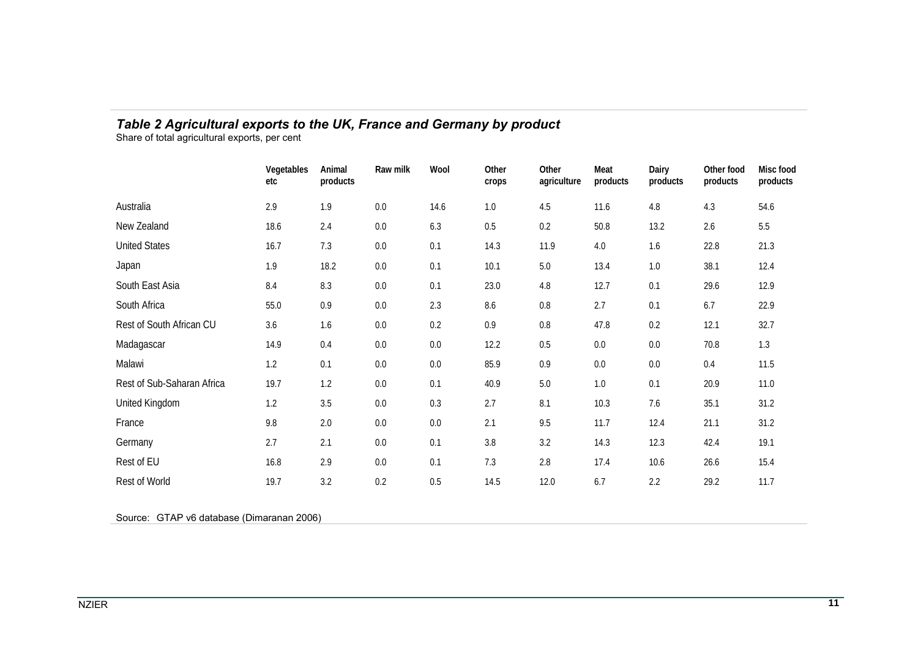*Table 2 Agricultural exports to the UK, France and Germany by product*

Share of total agricultural exports, per cent

| | Vegetables etc | Animal products | Raw milk | Wool | Other crops | Other agriculture | Meat products | Dairy products | Other food products | Misc food products |
|---|---|---|---|---|---|---|---|---|---|---|
| Australia | 2.9 | 1.9 | 0.0 | 14.6 | 1.0 | 4.5 | 11.6 | 4.8 | 4.3 | 54.6 |
| New Zealand | 18.6 | 2.4 | 0.0 | 6.3 | 0.5 | 0.2 | 50.8 | 13.2 | 2.6 | 5.5 |
| United States | 16.7 | 7.3 | 0.0 | 0.1 | 14.3 | 11.9 | 4.0 | 1.6 | 22.8 | 21.3 |
| Japan | 1.9 | 18.2 | 0.0 | 0.1 | 10.1 | 5.0 | 13.4 | 1.0 | 38.1 | 12.4 |
| South East Asia | 8.4 | 8.3 | 0.0 | 0.1 | 23.0 | 4.8 | 12.7 | 0.1 | 29.6 | 12.9 |
| South Africa | 55.0 | 0.9 | 0.0 | 2.3 | 8.6 | 0.8 | 2.7 | 0.1 | 6.7 | 22.9 |
| Rest of South African CU | 3.6 | 1.6 | 0.0 | 0.2 | 0.9 | 0.8 | 47.8 | 0.2 | 12.1 | 32.7 |
| Madagascar | 14.9 | 0.4 | 0.0 | 0.0 | 12.2 | 0.5 | 0.0 | 0.0 | 70.8 | 1.3 |
| Malawi | 1.2 | 0.1 | 0.0 | 0.0 | 85.9 | 0.9 | 0.0 | 0.0 | 0.4 | 11.5 |
| Rest of Sub-Saharan Africa | 19.7 | 1.2 | 0.0 | 0.1 | 40.9 | 5.0 | 1.0 | 0.1 | 20.9 | 11.0 |
| United Kingdom | 1.2 | 3.5 | 0.0 | 0.3 | 2.7 | 8.1 | 10.3 | 7.6 | 35.1 | 31.2 |
| France | 9.8 | 2.0 | 0.0 | 0.0 | 2.1 | 9.5 | 11.7 | 12.4 | 21.1 | 31.2 |
| Germany | 2.7 | 2.1 | 0.0 | 0.1 | 3.8 | 3.2 | 14.3 | 12.3 | 42.4 | 19.1 |
| Rest of EU | 16.8 | 2.9 | 0.0 | 0.1 | 7.3 | 2.8 | 17.4 | 10.6 | 26.6 | 15.4 |
| Rest of World | 19.7 | 3.2 | 0.2 | 0.5 | 14.5 | 12.0 | 6.7 | 2.2 | 29.2 | 11.7 |

Source: GTAP v6 database (Dimaranan 2006)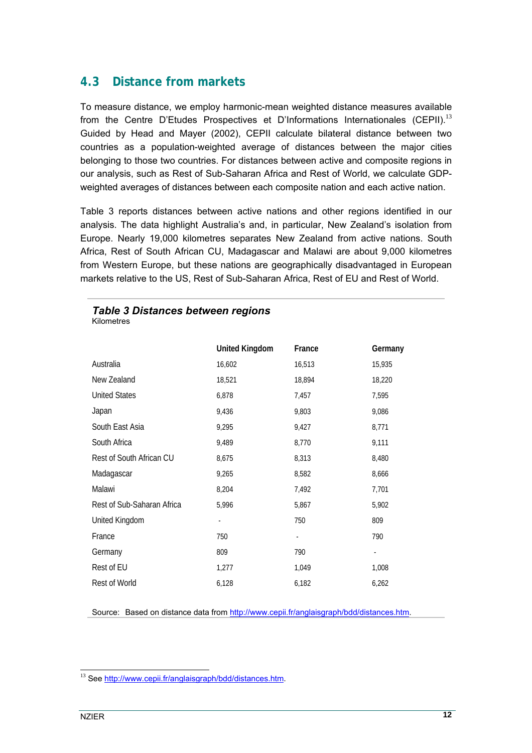## 4.3 Distance from markets

To measure distance, we employ harmonic-mean weighted distance measures available from the Centre D'Etudes Prospectives et D'Informations Internationales (CEPII).[13] Guided by Head and Mayer (2002), CEPII calculate bilateral distance between two countries as a population-weighted average of distances between the major cities belonging to those two countries. For distances between active and composite regions in our analysis, such as Rest of Sub-Saharan Africa and Rest of World, we calculate GDP-weighted averages of distances between each composite nation and each active nation.

Table 3 reports distances between active nations and other regions identified in our analysis. The data highlight Australia's and, in particular, New Zealand's isolation from Europe. Nearly 19,000 kilometres separates New Zealand from active nations. South Africa, Rest of South African CU, Madagascar and Malawi are about 9,000 kilometres from Western Europe, but these nations are geographically disadvantaged in European markets relative to the US, Rest of Sub-Saharan Africa, Rest of EU and Rest of World.

***Table 3 Distances between regions***
Kilometres

| | United Kingdom | France | Germany |
|---|---|---|---|
| Australia | 16,602 | 16,513 | 15,935 |
| New Zealand | 18,521 | 18,894 | 18,220 |
| United States | 6,878 | 7,457 | 7,595 |
| Japan | 9,436 | 9,803 | 9,086 |
| South East Asia | 9,295 | 9,427 | 8,771 |
| South Africa | 9,489 | 8,770 | 9,111 |
| Rest of South African CU | 8,675 | 8,313 | 8,480 |
| Madagascar | 9,265 | 8,582 | 8,666 |
| Malawi | 8,204 | 7,492 | 7,701 |
| Rest of Sub-Saharan Africa | 5,996 | 5,867 | 5,902 |
| United Kingdom | - | 750 | 809 |
| France | 750 | - | 790 |
| Germany | 809 | 790 | - |
| Rest of EU | 1,277 | 1,049 | 1,008 |
| Rest of World | 6,128 | 6,182 | 6,262 |

Source: Based on distance data from http://www.cepii.fr/anglaisgraph/bdd/distances.htm.

[13] See http://www.cepii.fr/anglaisgraph/bdd/distances.htm.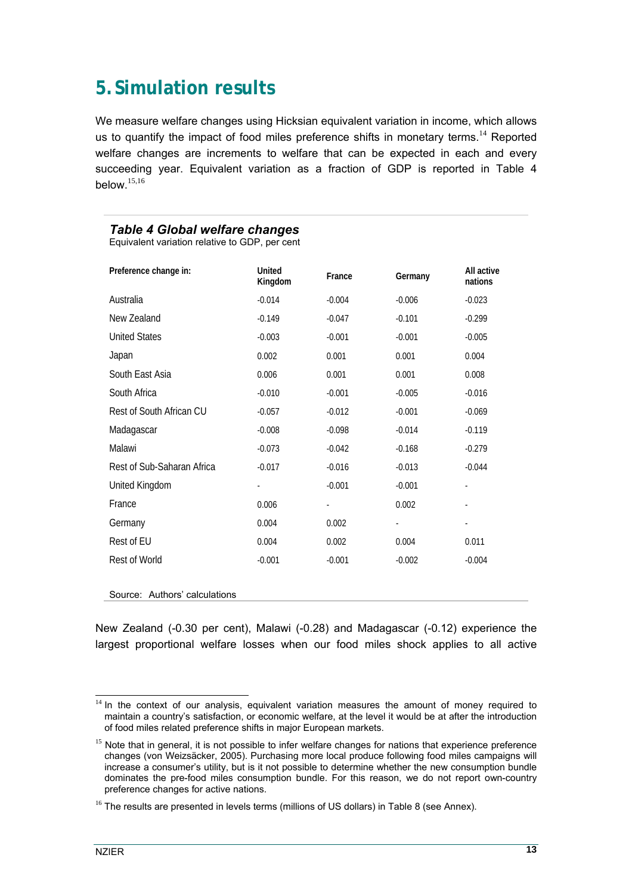# 5. Simulation results

We measure welfare changes using Hicksian equivalent variation in income, which allows us to quantify the impact of food miles preference shifts in monetary terms.[14] Reported welfare changes are increments to welfare that can be expected in each and every succeeding year. Equivalent variation as a fraction of GDP is reported in Table 4 below.[15,16]

***Table 4 Global welfare changes***

Equivalent variation relative to GDP, per cent

| Preference change in: | United Kingdom | France | Germany | All active nations |
|---|---|---|---|---|
| Australia | -0.014 | -0.004 | -0.006 | -0.023 |
| New Zealand | -0.149 | -0.047 | -0.101 | -0.299 |
| United States | -0.003 | -0.001 | -0.001 | -0.005 |
| Japan | 0.002 | 0.001 | 0.001 | 0.004 |
| South East Asia | 0.006 | 0.001 | 0.001 | 0.008 |
| South Africa | -0.010 | -0.001 | -0.005 | -0.016 |
| Rest of South African CU | -0.057 | -0.012 | -0.001 | -0.069 |
| Madagascar | -0.008 | -0.098 | -0.014 | -0.119 |
| Malawi | -0.073 | -0.042 | -0.168 | -0.279 |
| Rest of Sub-Saharan Africa | -0.017 | -0.016 | -0.013 | -0.044 |
| United Kingdom | - | -0.001 | -0.001 | - |
| France | 0.006 | - | 0.002 | - |
| Germany | 0.004 | 0.002 | - | - |
| Rest of EU | 0.004 | 0.002 | 0.004 | 0.011 |
| Rest of World | -0.001 | -0.001 | -0.002 | -0.004 |

Source: Authors' calculations

New Zealand (-0.30 per cent), Malawi (-0.28) and Madagascar (-0.12) experience the largest proportional welfare losses when our food miles shock applies to all active

---

[14] In the context of our analysis, equivalent variation measures the amount of money required to maintain a country's satisfaction, or economic welfare, at the level it would be at after the introduction of food miles related preference shifts in major European markets.

[15] Note that in general, it is not possible to infer welfare changes for nations that experience preference changes (von Weizsäcker, 2005). Purchasing more local produce following food miles campaigns will increase a consumer's utility, but is it not possible to determine whether the new consumption bundle dominates the pre-food miles consumption bundle. For this reason, we do not report own-country preference changes for active nations.

[16] The results are presented in levels terms (millions of US dollars) in Table 8 (see Annex).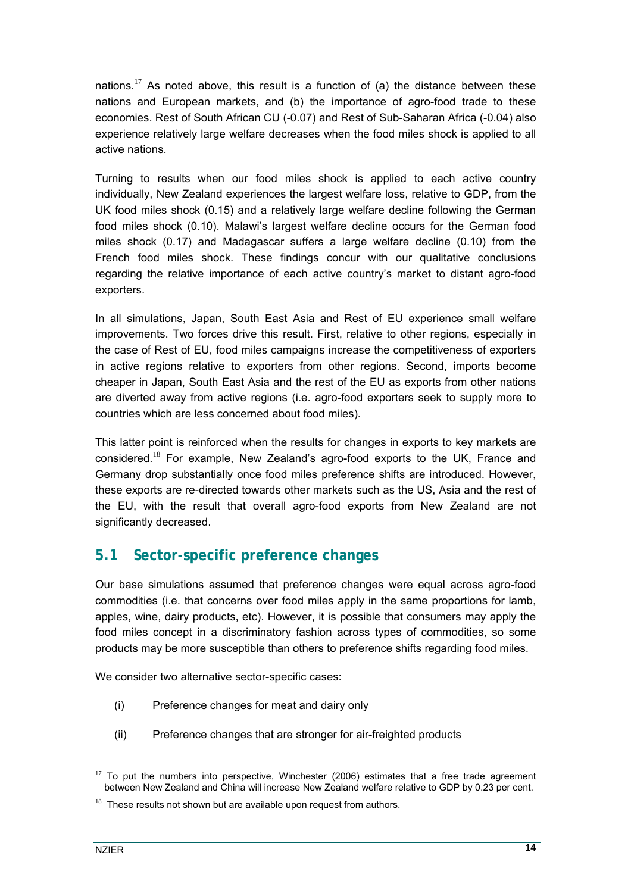nations.[17] As noted above, this result is a function of (a) the distance between these nations and European markets, and (b) the importance of agro-food trade to these economies. Rest of South African CU (-0.07) and Rest of Sub-Saharan Africa (-0.04) also experience relatively large welfare decreases when the food miles shock is applied to all active nations.

Turning to results when our food miles shock is applied to each active country individually, New Zealand experiences the largest welfare loss, relative to GDP, from the UK food miles shock (0.15) and a relatively large welfare decline following the German food miles shock (0.10). Malawi's largest welfare decline occurs for the German food miles shock (0.17) and Madagascar suffers a large welfare decline (0.10) from the French food miles shock. These findings concur with our qualitative conclusions regarding the relative importance of each active country's market to distant agro-food exporters.

In all simulations, Japan, South East Asia and Rest of EU experience small welfare improvements. Two forces drive this result. First, relative to other regions, especially in the case of Rest of EU, food miles campaigns increase the competitiveness of exporters in active regions relative to exporters from other regions. Second, imports become cheaper in Japan, South East Asia and the rest of the EU as exports from other nations are diverted away from active regions (i.e. agro-food exporters seek to supply more to countries which are less concerned about food miles).

This latter point is reinforced when the results for changes in exports to key markets are considered.[18] For example, New Zealand's agro-food exports to the UK, France and Germany drop substantially once food miles preference shifts are introduced. However, these exports are re-directed towards other markets such as the US, Asia and the rest of the EU, with the result that overall agro-food exports from New Zealand are not significantly decreased.

## 5.1 Sector-specific preference changes

Our base simulations assumed that preference changes were equal across agro-food commodities (i.e. that concerns over food miles apply in the same proportions for lamb, apples, wine, dairy products, etc). However, it is possible that consumers may apply the food miles concept in a discriminatory fashion across types of commodities, so some products may be more susceptible than others to preference shifts regarding food miles.

We consider two alternative sector-specific cases:

(i) Preference changes for meat and dairy only

(ii) Preference changes that are stronger for air-freighted products

---

[17] To put the numbers into perspective, Winchester (2006) estimates that a free trade agreement between New Zealand and China will increase New Zealand welfare relative to GDP by 0.23 per cent.

[18] These results not shown but are available upon request from authors.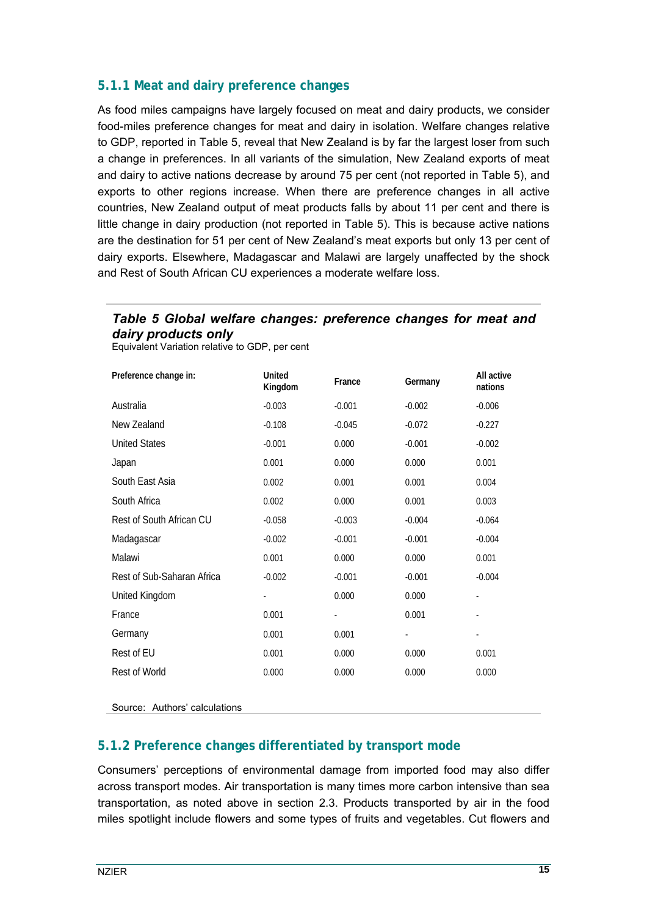### 5.1.1 Meat and dairy preference changes

As food miles campaigns have largely focused on meat and dairy products, we consider food-miles preference changes for meat and dairy in isolation. Welfare changes relative to GDP, reported in Table 5, reveal that New Zealand is by far the largest loser from such a change in preferences. In all variants of the simulation, New Zealand exports of meat and dairy to active nations decrease by around 75 per cent (not reported in Table 5), and exports to other regions increase. When there are preference changes in all active countries, New Zealand output of meat products falls by about 11 per cent and there is little change in dairy production (not reported in Table 5). This is because active nations are the destination for 51 per cent of New Zealand's meat exports but only 13 per cent of dairy exports. Elsewhere, Madagascar and Malawi are largely unaffected by the shock and Rest of South African CU experiences a moderate welfare loss.

***Table 5 Global welfare changes: preference changes for meat and dairy products only***

Equivalent Variation relative to GDP, per cent

| Preference change in: | United Kingdom | France | Germany | All active nations |
|---|---|---|---|---|
| Australia | -0.003 | -0.001 | -0.002 | -0.006 |
| New Zealand | -0.108 | -0.045 | -0.072 | -0.227 |
| United States | -0.001 | 0.000 | -0.001 | -0.002 |
| Japan | 0.001 | 0.000 | 0.000 | 0.001 |
| South East Asia | 0.002 | 0.001 | 0.001 | 0.004 |
| South Africa | 0.002 | 0.000 | 0.001 | 0.003 |
| Rest of South African CU | -0.058 | -0.003 | -0.004 | -0.064 |
| Madagascar | -0.002 | -0.001 | -0.001 | -0.004 |
| Malawi | 0.001 | 0.000 | 0.000 | 0.001 |
| Rest of Sub-Saharan Africa | -0.002 | -0.001 | -0.001 | -0.004 |
| United Kingdom | - | 0.000 | 0.000 | - |
| France | 0.001 | - | 0.001 | - |
| Germany | 0.001 | 0.001 | - | - |
| Rest of EU | 0.001 | 0.000 | 0.000 | 0.001 |
| Rest of World | 0.000 | 0.000 | 0.000 | 0.000 |

Source: Authors' calculations

### 5.1.2 Preference changes differentiated by transport mode

Consumers' perceptions of environmental damage from imported food may also differ across transport modes. Air transportation is many times more carbon intensive than sea transportation, as noted above in section 2.3. Products transported by air in the food miles spotlight include flowers and some types of fruits and vegetables. Cut flowers and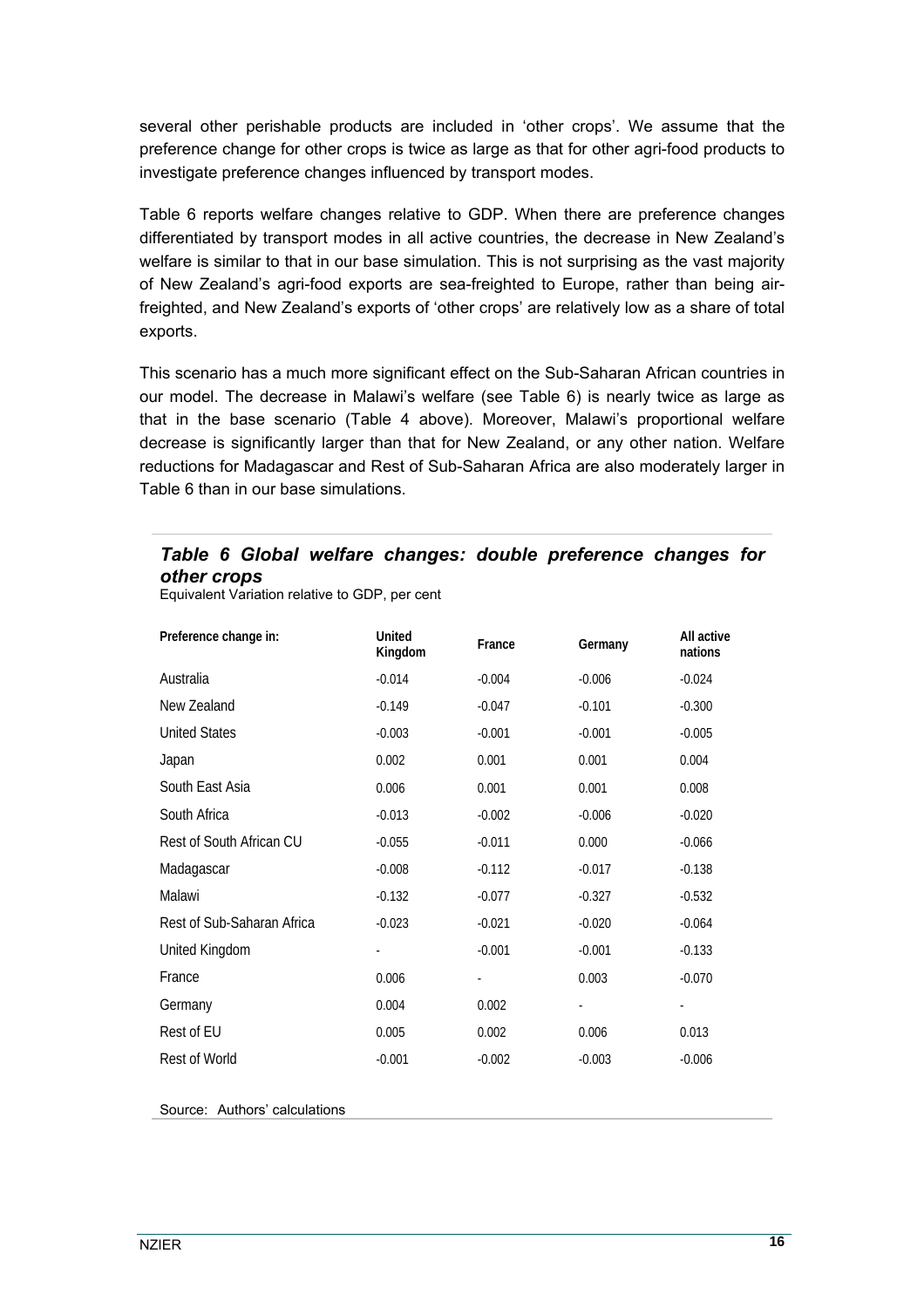several other perishable products are included in 'other crops'. We assume that the preference change for other crops is twice as large as that for other agri-food products to investigate preference changes influenced by transport modes.

Table 6 reports welfare changes relative to GDP. When there are preference changes differentiated by transport modes in all active countries, the decrease in New Zealand's welfare is similar to that in our base simulation. This is not surprising as the vast majority of New Zealand's agri-food exports are sea-freighted to Europe, rather than being air-freighted, and New Zealand's exports of 'other crops' are relatively low as a share of total exports.

This scenario has a much more significant effect on the Sub-Saharan African countries in our model. The decrease in Malawi's welfare (see Table 6) is nearly twice as large as that in the base scenario (Table 4 above). Moreover, Malawi's proportional welfare decrease is significantly larger than that for New Zealand, or any other nation. Welfare reductions for Madagascar and Rest of Sub-Saharan Africa are also moderately larger in Table 6 than in our base simulations.

### *Table 6 Global welfare changes: double preference changes for other crops*

Equivalent Variation relative to GDP, per cent

| Preference change in: | United Kingdom | France | Germany | All active nations |
|---|---|---|---|---|
| Australia | -0.014 | -0.004 | -0.006 | -0.024 |
| New Zealand | -0.149 | -0.047 | -0.101 | -0.300 |
| United States | -0.003 | -0.001 | -0.001 | -0.005 |
| Japan | 0.002 | 0.001 | 0.001 | 0.004 |
| South East Asia | 0.006 | 0.001 | 0.001 | 0.008 |
| South Africa | -0.013 | -0.002 | -0.006 | -0.020 |
| Rest of South African CU | -0.055 | -0.011 | 0.000 | -0.066 |
| Madagascar | -0.008 | -0.112 | -0.017 | -0.138 |
| Malawi | -0.132 | -0.077 | -0.327 | -0.532 |
| Rest of Sub-Saharan Africa | -0.023 | -0.021 | -0.020 | -0.064 |
| United Kingdom | - | -0.001 | -0.001 | -0.133 |
| France | 0.006 | - | 0.003 | -0.070 |
| Germany | 0.004 | 0.002 | - | - |
| Rest of EU | 0.005 | 0.002 | 0.006 | 0.013 |
| Rest of World | -0.001 | -0.002 | -0.003 | -0.006 |

Source: Authors' calculations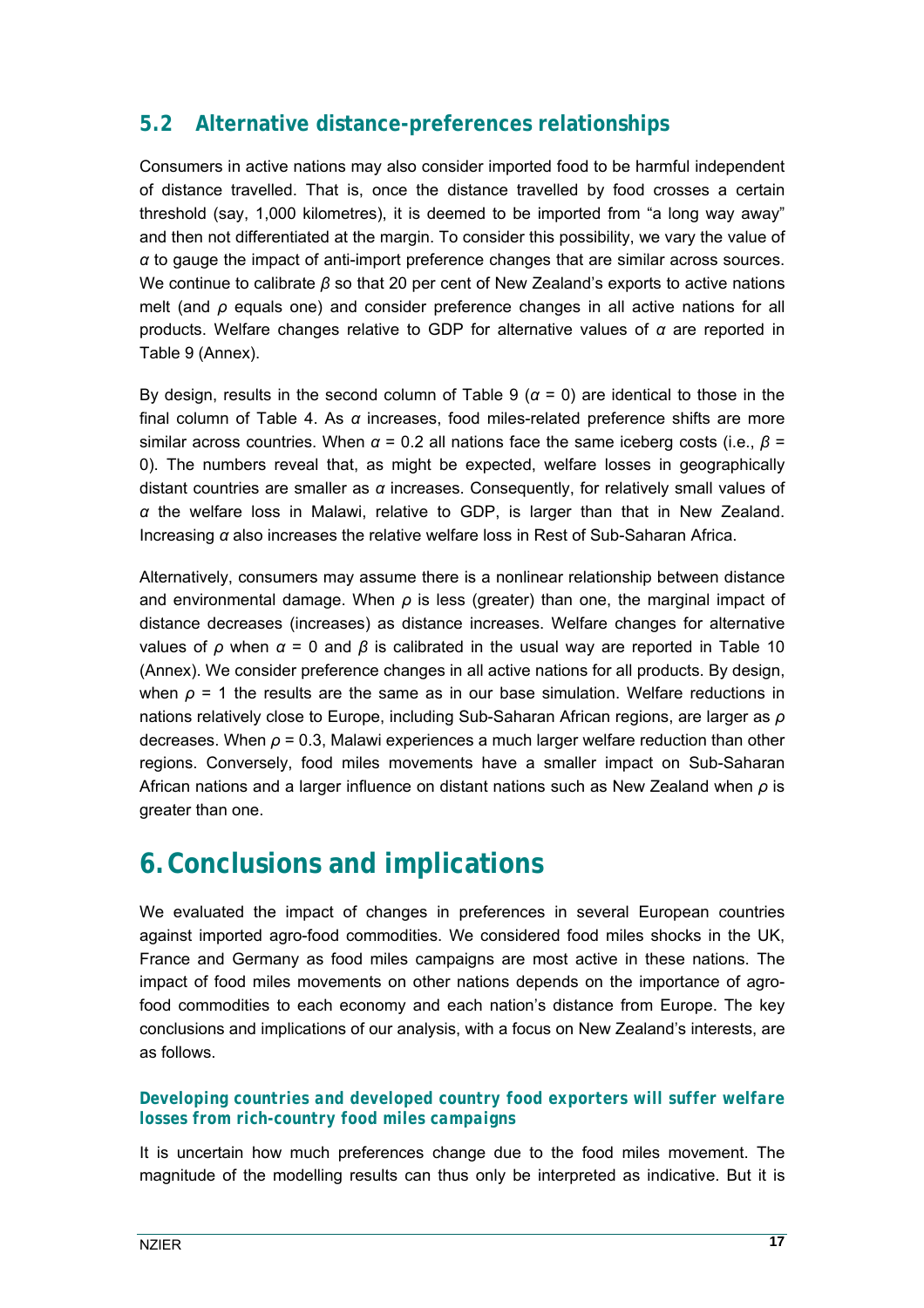## 5.2 Alternative distance-preferences relationships

Consumers in active nations may also consider imported food to be harmful independent of distance travelled. That is, once the distance travelled by food crosses a certain threshold (say, 1,000 kilometres), it is deemed to be imported from "a long way away" and then not differentiated at the margin. To consider this possibility, we vary the value of $\alpha$ to gauge the impact of anti-import preference changes that are similar across sources. We continue to calibrate $\beta$ so that 20 per cent of New Zealand's exports to active nations melt (and $\rho$ equals one) and consider preference changes in all active nations for all products. Welfare changes relative to GDP for alternative values of $\alpha$ are reported in Table 9 (Annex).

By design, results in the second column of Table 9 ($\alpha$ = 0) are identical to those in the final column of Table 4. As $\alpha$ increases, food miles-related preference shifts are more similar across countries. When $\alpha$ = 0.2 all nations face the same iceberg costs (i.e., $\beta$ = 0). The numbers reveal that, as might be expected, welfare losses in geographically distant countries are smaller as $\alpha$ increases. Consequently, for relatively small values of $\alpha$ the welfare loss in Malawi, relative to GDP, is larger than that in New Zealand. Increasing $\alpha$ also increases the relative welfare loss in Rest of Sub-Saharan Africa.

Alternatively, consumers may assume there is a nonlinear relationship between distance and environmental damage. When $\rho$ is less (greater) than one, the marginal impact of distance decreases (increases) as distance increases. Welfare changes for alternative values of $\rho$ when $\alpha$ = 0 and $\beta$ is calibrated in the usual way are reported in Table 10 (Annex). We consider preference changes in all active nations for all products. By design, when $\rho$ = 1 the results are the same as in our base simulation. Welfare reductions in nations relatively close to Europe, including Sub-Saharan African regions, are larger as $\rho$ decreases. When $\rho$ = 0.3, Malawi experiences a much larger welfare reduction than other regions. Conversely, food miles movements have a smaller impact on Sub-Saharan African nations and a larger influence on distant nations such as New Zealand when $\rho$ is greater than one.

# 6. Conclusions and implications

We evaluated the impact of changes in preferences in several European countries against imported agro-food commodities. We considered food miles shocks in the UK, France and Germany as food miles campaigns are most active in these nations. The impact of food miles movements on other nations depends on the importance of agro-food commodities to each economy and each nation's distance from Europe. The key conclusions and implications of our analysis, with a focus on New Zealand's interests, are as follows.

### Developing countries and developed country food exporters will suffer welfare losses from rich-country food miles campaigns

It is uncertain how much preferences change due to the food miles movement. The magnitude of the modelling results can thus only be interpreted as indicative. But it is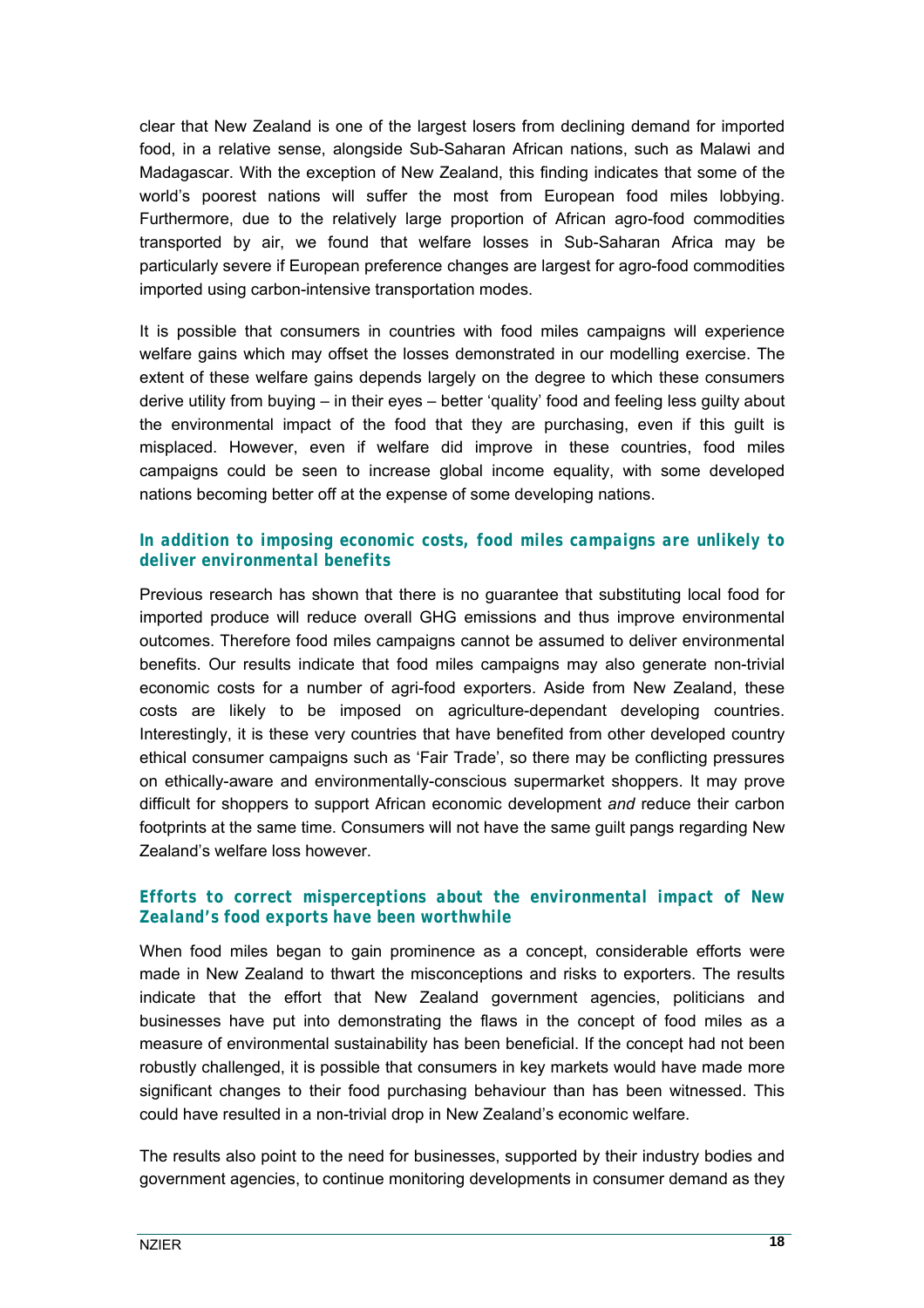clear that New Zealand is one of the largest losers from declining demand for imported food, in a relative sense, alongside Sub-Saharan African nations, such as Malawi and Madagascar. With the exception of New Zealand, this finding indicates that some of the world's poorest nations will suffer the most from European food miles lobbying. Furthermore, due to the relatively large proportion of African agro-food commodities transported by air, we found that welfare losses in Sub-Saharan Africa may be particularly severe if European preference changes are largest for agro-food commodities imported using carbon-intensive transportation modes.

It is possible that consumers in countries with food miles campaigns will experience welfare gains which may offset the losses demonstrated in our modelling exercise. The extent of these welfare gains depends largely on the degree to which these consumers derive utility from buying – in their eyes – better 'quality' food and feeling less guilty about the environmental impact of the food that they are purchasing, even if this guilt is misplaced. However, even if welfare did improve in these countries, food miles campaigns could be seen to increase global income equality, with some developed nations becoming better off at the expense of some developing nations.

### In addition to imposing economic costs, food miles campaigns are unlikely to deliver environmental benefits

Previous research has shown that there is no guarantee that substituting local food for imported produce will reduce overall GHG emissions and thus improve environmental outcomes. Therefore food miles campaigns cannot be assumed to deliver environmental benefits. Our results indicate that food miles campaigns may also generate non-trivial economic costs for a number of agri-food exporters. Aside from New Zealand, these costs are likely to be imposed on agriculture-dependant developing countries. Interestingly, it is these very countries that have benefited from other developed country ethical consumer campaigns such as 'Fair Trade', so there may be conflicting pressures on ethically-aware and environmentally-conscious supermarket shoppers. It may prove difficult for shoppers to support African economic development *and* reduce their carbon footprints at the same time. Consumers will not have the same guilt pangs regarding New Zealand's welfare loss however.

### Efforts to correct misperceptions about the environmental impact of New Zealand's food exports have been worthwhile

When food miles began to gain prominence as a concept, considerable efforts were made in New Zealand to thwart the misconceptions and risks to exporters. The results indicate that the effort that New Zealand government agencies, politicians and businesses have put into demonstrating the flaws in the concept of food miles as a measure of environmental sustainability has been beneficial. If the concept had not been robustly challenged, it is possible that consumers in key markets would have made more significant changes to their food purchasing behaviour than has been witnessed. This could have resulted in a non-trivial drop in New Zealand's economic welfare.

The results also point to the need for businesses, supported by their industry bodies and government agencies, to continue monitoring developments in consumer demand as they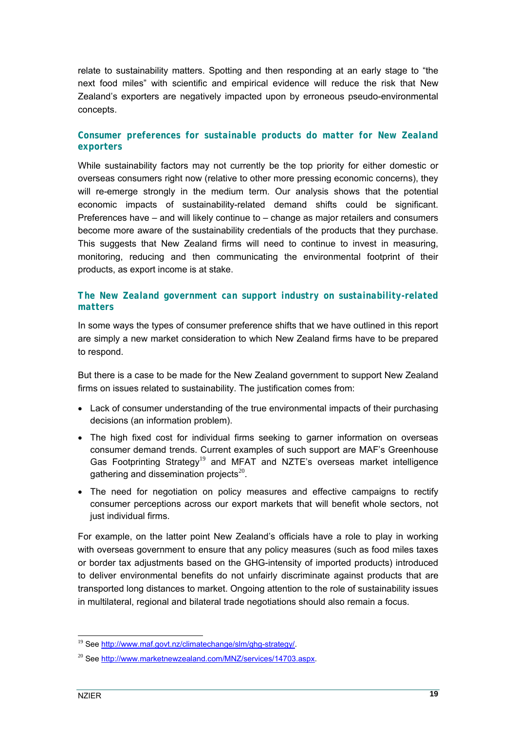relate to sustainability matters. Spotting and then responding at an early stage to "the next food miles" with scientific and empirical evidence will reduce the risk that New Zealand's exporters are negatively impacted upon by erroneous pseudo-environmental concepts.

### Consumer preferences for sustainable products do matter for New Zealand exporters

While sustainability factors may not currently be the top priority for either domestic or overseas consumers right now (relative to other more pressing economic concerns), they will re-emerge strongly in the medium term. Our analysis shows that the potential economic impacts of sustainability-related demand shifts could be significant. Preferences have – and will likely continue to – change as major retailers and consumers become more aware of the sustainability credentials of the products that they purchase. This suggests that New Zealand firms will need to continue to invest in measuring, monitoring, reducing and then communicating the environmental footprint of their products, as export income is at stake.

### The New Zealand government can support industry on sustainability-related matters

In some ways the types of consumer preference shifts that we have outlined in this report are simply a new market consideration to which New Zealand firms have to be prepared to respond.

But there is a case to be made for the New Zealand government to support New Zealand firms on issues related to sustainability. The justification comes from:

- Lack of consumer understanding of the true environmental impacts of their purchasing decisions (an information problem).
- The high fixed cost for individual firms seeking to garner information on overseas consumer demand trends. Current examples of such support are MAF's Greenhouse Gas Footprinting Strategy[19] and MFAT and NZTE's overseas market intelligence gathering and dissemination projects[20].
- The need for negotiation on policy measures and effective campaigns to rectify consumer perceptions across our export markets that will benefit whole sectors, not just individual firms.

For example, on the latter point New Zealand's officials have a role to play in working with overseas government to ensure that any policy measures (such as food miles taxes or border tax adjustments based on the GHG-intensity of imported products) introduced to deliver environmental benefits do not unfairly discriminate against products that are transported long distances to market. Ongoing attention to the role of sustainability issues in multilateral, regional and bilateral trade negotiations should also remain a focus.

---

[19] See http://www.maf.govt.nz/climatechange/slm/ghg-strategy/.

[20] See http://www.marketnewzealand.com/MNZ/services/14703.aspx.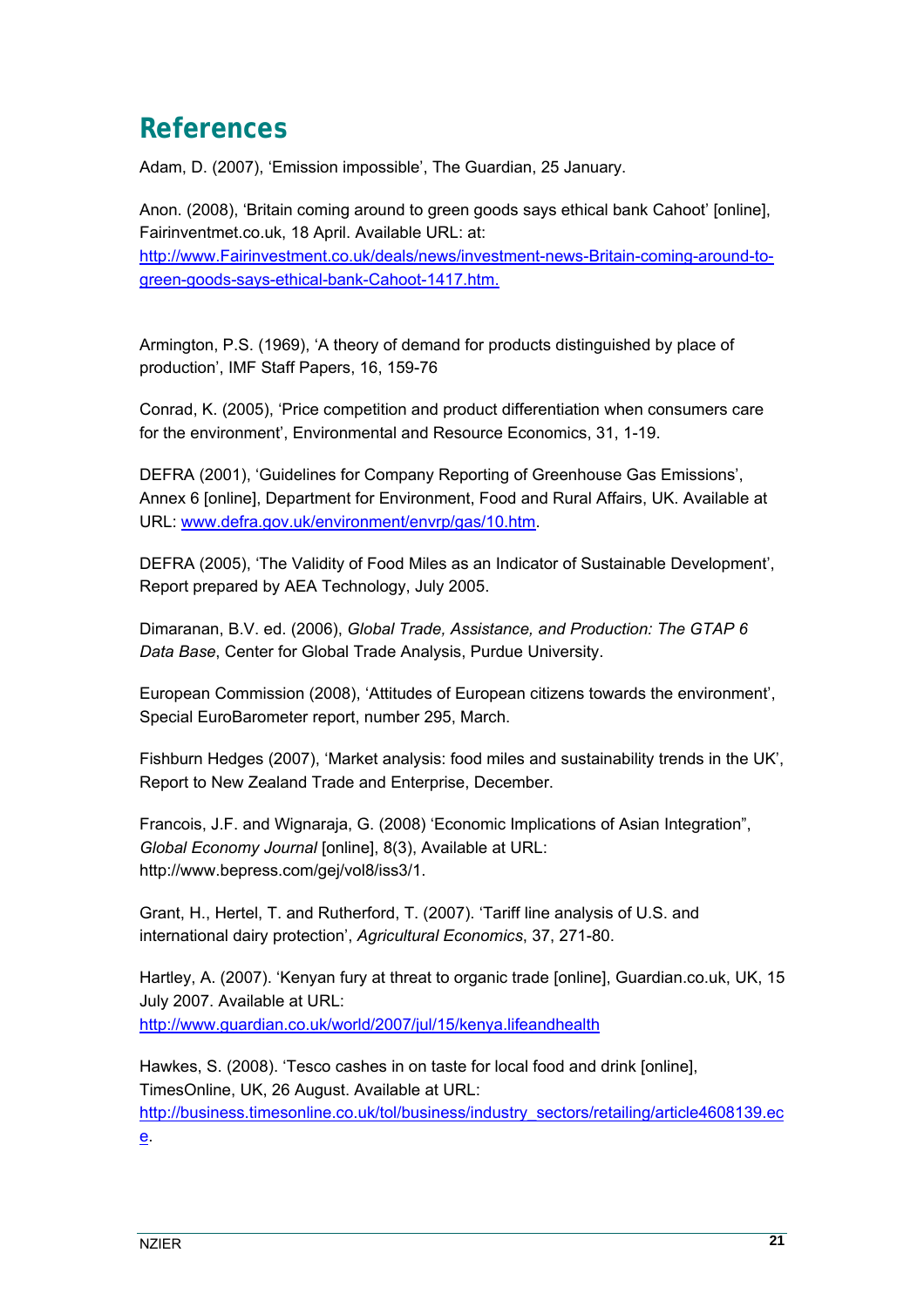# References

Adam, D. (2007), 'Emission impossible', The Guardian, 25 January.

Anon. (2008), 'Britain coming around to green goods says ethical bank Cahoot' [online], Fairinventmet.co.uk, 18 April. Available URL: at: http://www.Fairinvestment.co.uk/deals/news/investment-news-Britain-coming-around-to-green-goods-says-ethical-bank-Cahoot-1417.htm.

Armington, P.S. (1969), 'A theory of demand for products distinguished by place of production', IMF Staff Papers, 16, 159-76

Conrad, K. (2005), 'Price competition and product differentiation when consumers care for the environment', Environmental and Resource Economics, 31, 1-19.

DEFRA (2001), 'Guidelines for Company Reporting of Greenhouse Gas Emissions', Annex 6 [online], Department for Environment, Food and Rural Affairs, UK. Available at URL: www.defra.gov.uk/environment/envrp/gas/10.htm.

DEFRA (2005), 'The Validity of Food Miles as an Indicator of Sustainable Development', Report prepared by AEA Technology, July 2005.

Dimaranan, B.V. ed. (2006), *Global Trade, Assistance, and Production: The GTAP 6 Data Base*, Center for Global Trade Analysis, Purdue University.

European Commission (2008), 'Attitudes of European citizens towards the environment', Special EuroBarometer report, number 295, March.

Fishburn Hedges (2007), 'Market analysis: food miles and sustainability trends in the UK', Report to New Zealand Trade and Enterprise, December.

Francois, J.F. and Wignaraja, G. (2008) 'Economic Implications of Asian Integration", *Global Economy Journal* [online], 8(3), Available at URL: http://www.bepress.com/gej/vol8/iss3/1.

Grant, H., Hertel, T. and Rutherford, T. (2007). 'Tariff line analysis of U.S. and international dairy protection', *Agricultural Economics*, 37, 271-80.

Hartley, A. (2007). 'Kenyan fury at threat to organic trade [online], Guardian.co.uk, UK, 15 July 2007. Available at URL: http://www.guardian.co.uk/world/2007/jul/15/kenya.lifeandhealth

Hawkes, S. (2008). 'Tesco cashes in on taste for local food and drink [online], TimesOnline, UK, 26 August. Available at URL: http://business.timesonline.co.uk/tol/business/industry_sectors/retailing/article4608139.ece.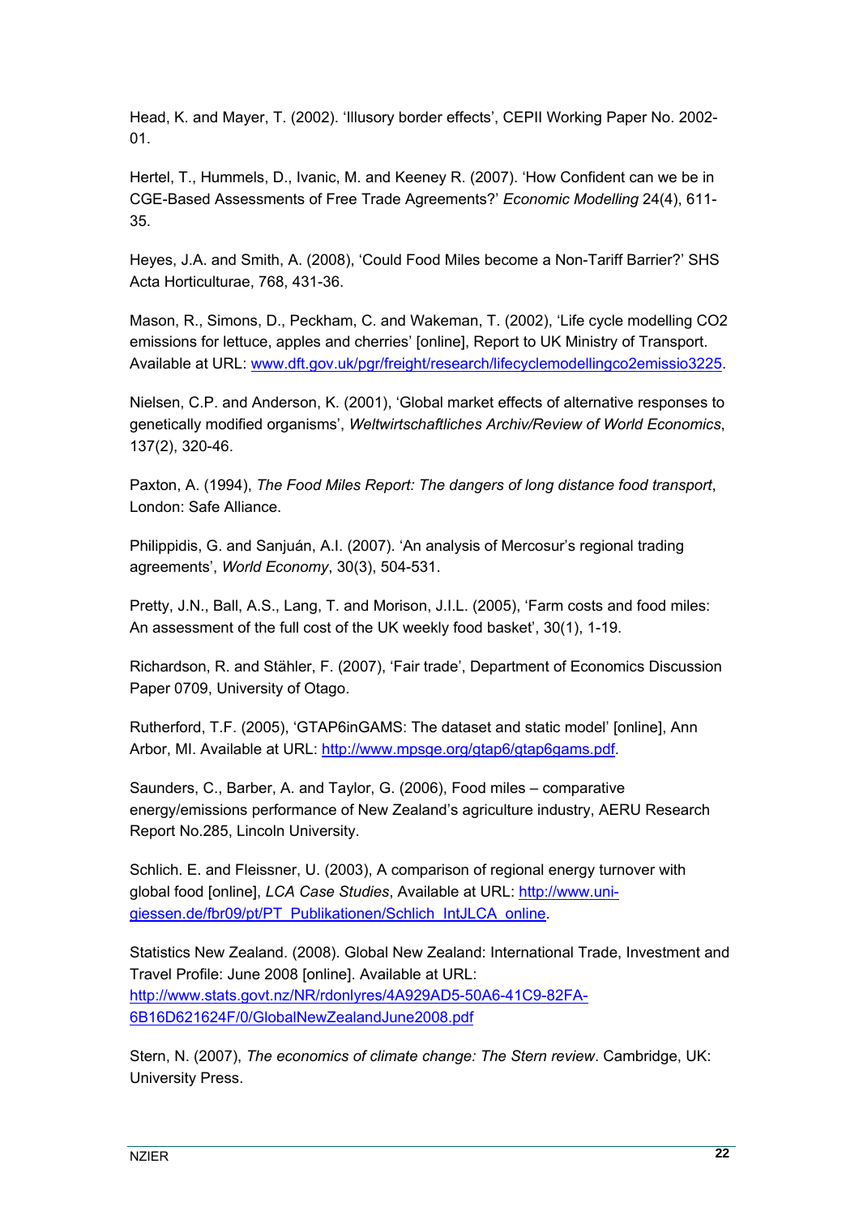Head, K. and Mayer, T. (2002). 'Illusory border effects', CEPII Working Paper No. 2002-01.

Hertel, T., Hummels, D., Ivanic, M. and Keeney R. (2007). 'How Confident can we be in CGE-Based Assessments of Free Trade Agreements?' *Economic Modelling* 24(4), 611-35.

Heyes, J.A. and Smith, A. (2008), 'Could Food Miles become a Non-Tariff Barrier?' SHS Acta Horticulturae, 768, 431-36.

Mason, R., Simons, D., Peckham, C. and Wakeman, T. (2002), 'Life cycle modelling CO2 emissions for lettuce, apples and cherries' [online], Report to UK Ministry of Transport. Available at URL: www.dft.gov.uk/pgr/freight/research/lifecyclemodellingco2emissio3225.

Nielsen, C.P. and Anderson, K. (2001), 'Global market effects of alternative responses to genetically modified organisms', *Weltwirtschaftliches Archiv/Review of World Economics*, 137(2), 320-46.

Paxton, A. (1994), *The Food Miles Report: The dangers of long distance food transport*, London: Safe Alliance.

Philippidis, G. and Sanjuán, A.I. (2007). 'An analysis of Mercosur's regional trading agreements', *World Economy*, 30(3), 504-531.

Pretty, J.N., Ball, A.S., Lang, T. and Morison, J.I.L. (2005), 'Farm costs and food miles: An assessment of the full cost of the UK weekly food basket', 30(1), 1-19.

Richardson, R. and Stähler, F. (2007), 'Fair trade', Department of Economics Discussion Paper 0709, University of Otago.

Rutherford, T.F. (2005), 'GTAP6inGAMS: The dataset and static model' [online], Ann Arbor, MI. Available at URL: http://www.mpsge.org/gtap6/gtap6gams.pdf.

Saunders, C., Barber, A. and Taylor, G. (2006), Food miles – comparative energy/emissions performance of New Zealand's agriculture industry, AERU Research Report No.285, Lincoln University.

Schlich. E. and Fleissner, U. (2003), A comparison of regional energy turnover with global food [online], *LCA Case Studies*, Available at URL: http://www.uni-giessen.de/fbr09/pt/PT_Publikationen/Schlich_IntJLCA_online.

Statistics New Zealand. (2008). Global New Zealand: International Trade, Investment and Travel Profile: June 2008 [online]. Available at URL: http://www.stats.govt.nz/NR/rdonlyres/4A929AD5-50A6-41C9-82FA-6B16D621624F/0/GlobalNewZealandJune2008.pdf

Stern, N. (2007), *The economics of climate change: The Stern review*. Cambridge, UK: University Press.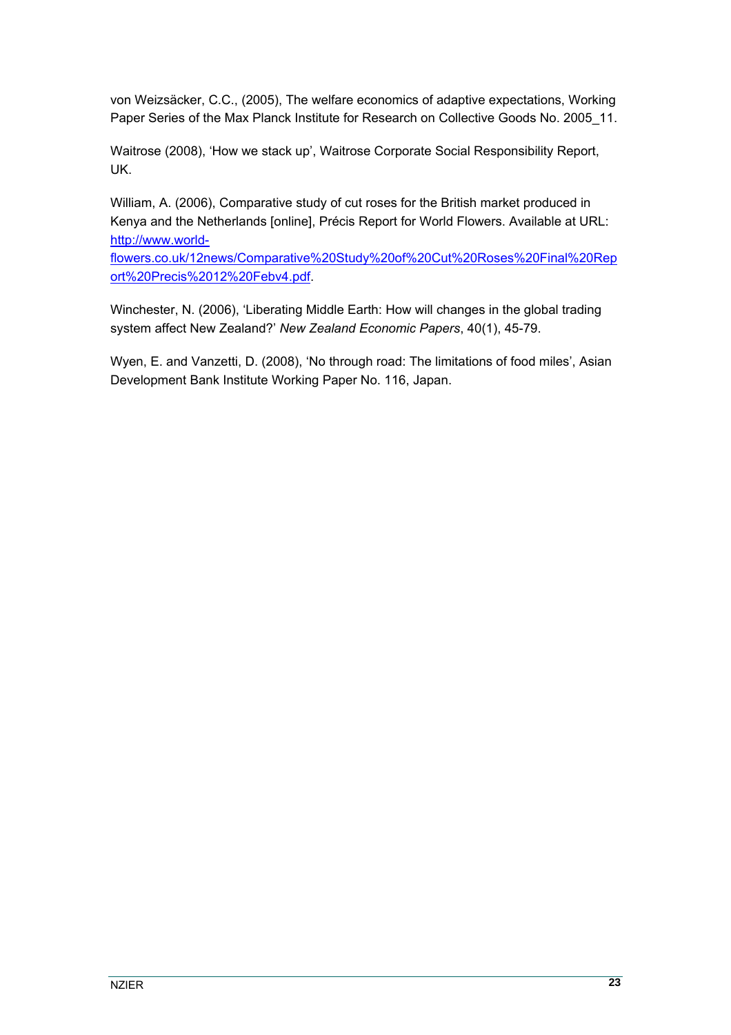von Weizsäcker, C.C., (2005), The welfare economics of adaptive expectations, Working Paper Series of the Max Planck Institute for Research on Collective Goods No. 2005_11.

Waitrose (2008), 'How we stack up', Waitrose Corporate Social Responsibility Report, UK.

William, A. (2006), Comparative study of cut roses for the British market produced in Kenya and the Netherlands [online], Précis Report for World Flowers. Available at URL: http://www.world-flowers.co.uk/12news/Comparative%20Study%20of%20Cut%20Roses%20Final%20Report%20Precis%2012%20Febv4.pdf.

Winchester, N. (2006), 'Liberating Middle Earth: How will changes in the global trading system affect New Zealand?' *New Zealand Economic Papers*, 40(1), 45-79.

Wyen, E. and Vanzetti, D. (2008), 'No through road: The limitations of food miles', Asian Development Bank Institute Working Paper No. 116, Japan.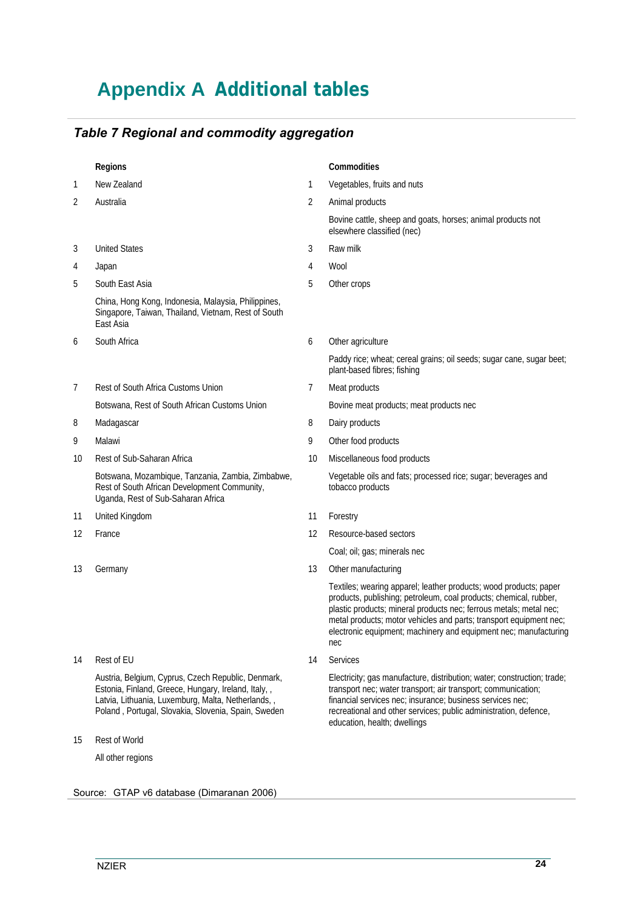# Appendix A Additional tables

### *Table 7 Regional and commodity aggregation*

| | Regions | | Commodities |
|---|---|---|---|
| 1 | New Zealand | 1 | Vegetables, fruits and nuts |
| 2 | Australia | 2 | Animal products |
| | | | Bovine cattle, sheep and goats, horses; animal products not elsewhere classified (nec) |
| 3 | United States | 3 | Raw milk |
| 4 | Japan | 4 | Wool |
| 5 | South East Asia | 5 | Other crops |
| | China, Hong Kong, Indonesia, Malaysia, Philippines, Singapore, Taiwan, Thailand, Vietnam, Rest of South East Asia | | |
| 6 | South Africa | 6 | Other agriculture |
| | | | Paddy rice; wheat; cereal grains; oil seeds; sugar cane, sugar beet; plant-based fibres; fishing |
| 7 | Rest of South Africa Customs Union | 7 | Meat products |
| | Botswana, Rest of South African Customs Union | | Bovine meat products; meat products nec |
| 8 | Madagascar | 8 | Dairy products |
| 9 | Malawi | 9 | Other food products |
| 10 | Rest of Sub-Saharan Africa | 10 | Miscellaneous food products |
| | Botswana, Mozambique, Tanzania, Zambia, Zimbabwe, Rest of South African Development Community, Uganda, Rest of Sub-Saharan Africa | | Vegetable oils and fats; processed rice; sugar; beverages and tobacco products |
| 11 | United Kingdom | 11 | Forestry |
| 12 | France | 12 | Resource-based sectors |
| | | | Coal; oil; gas; minerals nec |
| 13 | Germany | 13 | Other manufacturing |
| | | | Textiles; wearing apparel; leather products; wood products; paper products, publishing; petroleum, coal products; chemical, rubber, plastic products; mineral products nec; ferrous metals; metal nec; metal products; motor vehicles and parts; transport equipment nec; electronic equipment; machinery and equipment nec; manufacturing nec |
| 14 | Rest of EU | 14 | Services |
| | Austria, Belgium, Cyprus, Czech Republic, Denmark, Estonia, Finland, Greece, Hungary, Ireland, Italy, , Latvia, Lithuania, Luxemburg, Malta, Netherlands, , Poland , Portugal, Slovakia, Slovenia, Spain, Sweden | | Electricity; gas manufacture, distribution; water; construction; trade; transport nec; water transport; air transport; communication; financial services nec; insurance; business services nec; recreational and other services; public administration, defence, education, health; dwellings |
| 15 | Rest of World | | |
| | All other regions | | |

Source: GTAP v6 database (Dimaranan 2006)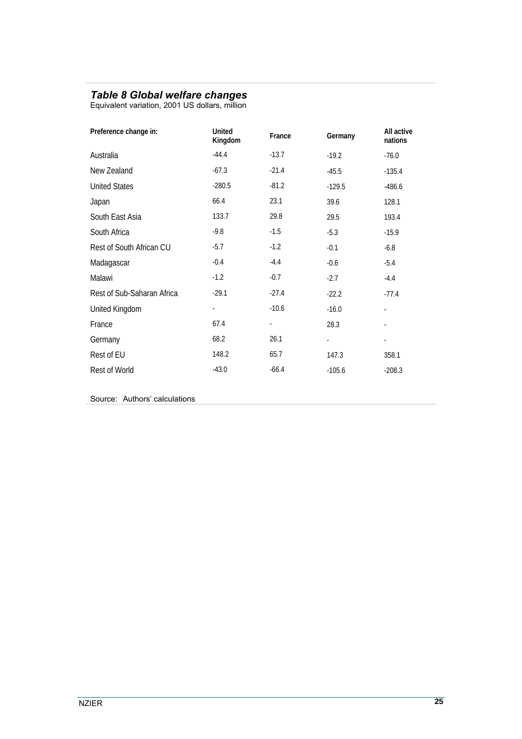### *Table 8 Global welfare changes*

Equivalent variation, 2001 US dollars, million

| Preference change in: | United Kingdom | France | Germany | All active nations |
|---|---|---|---|---|
| Australia | -44.4 | -13.7 | -19.2 | -76.0 |
| New Zealand | -67.3 | -21.4 | -45.5 | -135.4 |
| United States | -280.5 | -81.2 | -129.5 | -486.6 |
| Japan | 66.4 | 23.1 | 39.6 | 128.1 |
| South East Asia | 133.7 | 29.8 | 29.5 | 193.4 |
| South Africa | -9.8 | -1.5 | -5.3 | -15.9 |
| Rest of South African CU | -5.7 | -1.2 | -0.1 | -6.8 |
| Madagascar | -0.4 | -4.4 | -0.6 | -5.4 |
| Malawi | -1.2 | -0.7 | -2.7 | -4.4 |
| Rest of Sub-Saharan Africa | -29.1 | -27.4 | -22.2 | -77.4 |
| United Kingdom | - | -10.6 | -16.0 | - |
| France | 67.4 | - | 28.3 | - |
| Germany | 68.2 | 26.1 | - | - |
| Rest of EU | 148.2 | 65.7 | 147.3 | 358.1 |
| Rest of World | -43.0 | -66.4 | -105.6 | -208.3 |

Source: Authors' calculations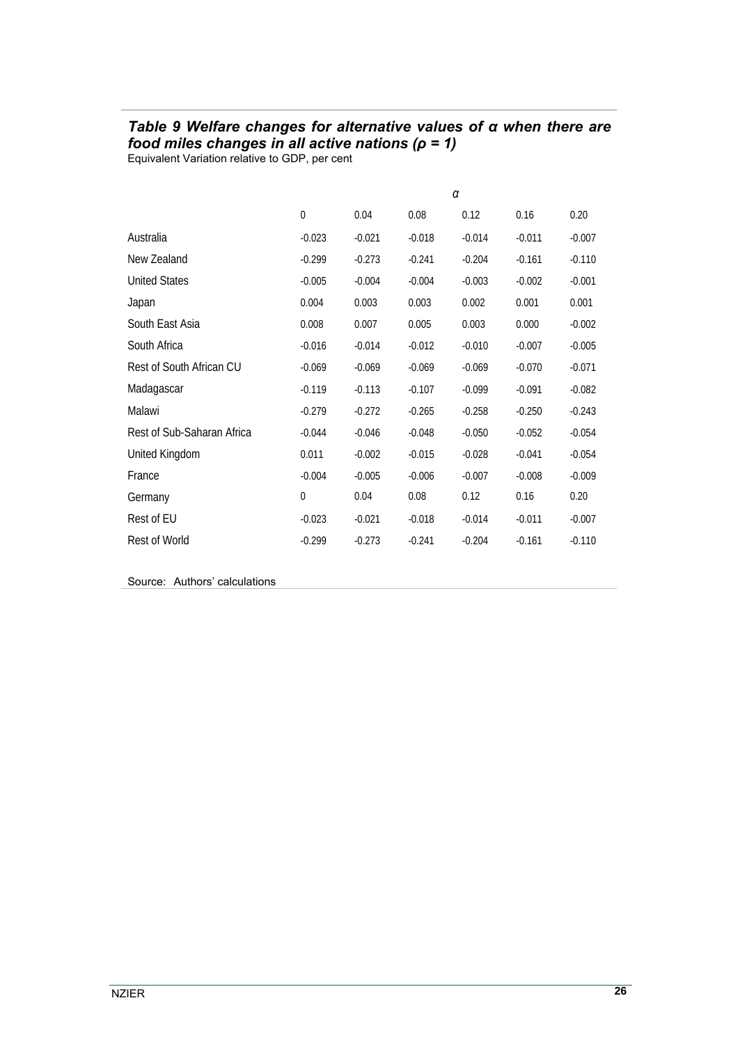### *Table 9 Welfare changes for alternative values of α when there are food miles changes in all active nations (ρ = 1)*

Equivalent Variation relative to GDP, per cent

| | α | | | | | |
|---|---|---|---|---|---|---|
| | 0 | 0.04 | 0.08 | 0.12 | 0.16 | 0.20 |
| Australia | -0.023 | -0.021 | -0.018 | -0.014 | -0.011 | -0.007 |
| New Zealand | -0.299 | -0.273 | -0.241 | -0.204 | -0.161 | -0.110 |
| United States | -0.005 | -0.004 | -0.004 | -0.003 | -0.002 | -0.001 |
| Japan | 0.004 | 0.003 | 0.003 | 0.002 | 0.001 | 0.001 |
| South East Asia | 0.008 | 0.007 | 0.005 | 0.003 | 0.000 | -0.002 |
| South Africa | -0.016 | -0.014 | -0.012 | -0.010 | -0.007 | -0.005 |
| Rest of South African CU | -0.069 | -0.069 | -0.069 | -0.069 | -0.070 | -0.071 |
| Madagascar | -0.119 | -0.113 | -0.107 | -0.099 | -0.091 | -0.082 |
| Malawi | -0.279 | -0.272 | -0.265 | -0.258 | -0.250 | -0.243 |
| Rest of Sub-Saharan Africa | -0.044 | -0.046 | -0.048 | -0.050 | -0.052 | -0.054 |
| United Kingdom | 0.011 | -0.002 | -0.015 | -0.028 | -0.041 | -0.054 |
| France | -0.004 | -0.005 | -0.006 | -0.007 | -0.008 | -0.009 |
| Germany | 0 | 0.04 | 0.08 | 0.12 | 0.16 | 0.20 |
| Rest of EU | -0.023 | -0.021 | -0.018 | -0.014 | -0.011 | -0.007 |
| Rest of World | -0.299 | -0.273 | -0.241 | -0.204 | -0.161 | -0.110 |

Source: Authors' calculations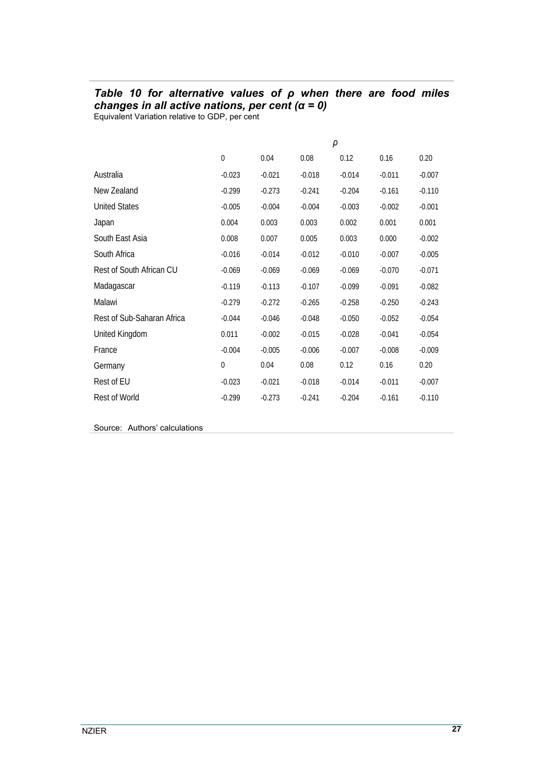### *Table 10 for alternative values of ρ when there are food miles changes in all active nations, per cent (α = 0)*

Equivalent Variation relative to GDP, per cent

| | ρ | | | | | |
|---|---|---|---|---|---|---|
| | 0 | 0.04 | 0.08 | 0.12 | 0.16 | 0.20 |
| Australia | -0.023 | -0.021 | -0.018 | -0.014 | -0.011 | -0.007 |
| New Zealand | -0.299 | -0.273 | -0.241 | -0.204 | -0.161 | -0.110 |
| United States | -0.005 | -0.004 | -0.004 | -0.003 | -0.002 | -0.001 |
| Japan | 0.004 | 0.003 | 0.003 | 0.002 | 0.001 | 0.001 |
| South East Asia | 0.008 | 0.007 | 0.005 | 0.003 | 0.000 | -0.002 |
| South Africa | -0.016 | -0.014 | -0.012 | -0.010 | -0.007 | -0.005 |
| Rest of South African CU | -0.069 | -0.069 | -0.069 | -0.069 | -0.070 | -0.071 |
| Madagascar | -0.119 | -0.113 | -0.107 | -0.099 | -0.091 | -0.082 |
| Malawi | -0.279 | -0.272 | -0.265 | -0.258 | -0.250 | -0.243 |
| Rest of Sub-Saharan Africa | -0.044 | -0.046 | -0.048 | -0.050 | -0.052 | -0.054 |
| United Kingdom | 0.011 | -0.002 | -0.015 | -0.028 | -0.041 | -0.054 |
| France | -0.004 | -0.005 | -0.006 | -0.007 | -0.008 | -0.009 |
| Germany | 0 | 0.04 | 0.08 | 0.12 | 0.16 | 0.20 |
| Rest of EU | -0.023 | -0.021 | -0.018 | -0.014 | -0.011 | -0.007 |
| Rest of World | -0.299 | -0.273 | -0.241 | -0.204 | -0.161 | -0.110 |

Source: Authors' calculations